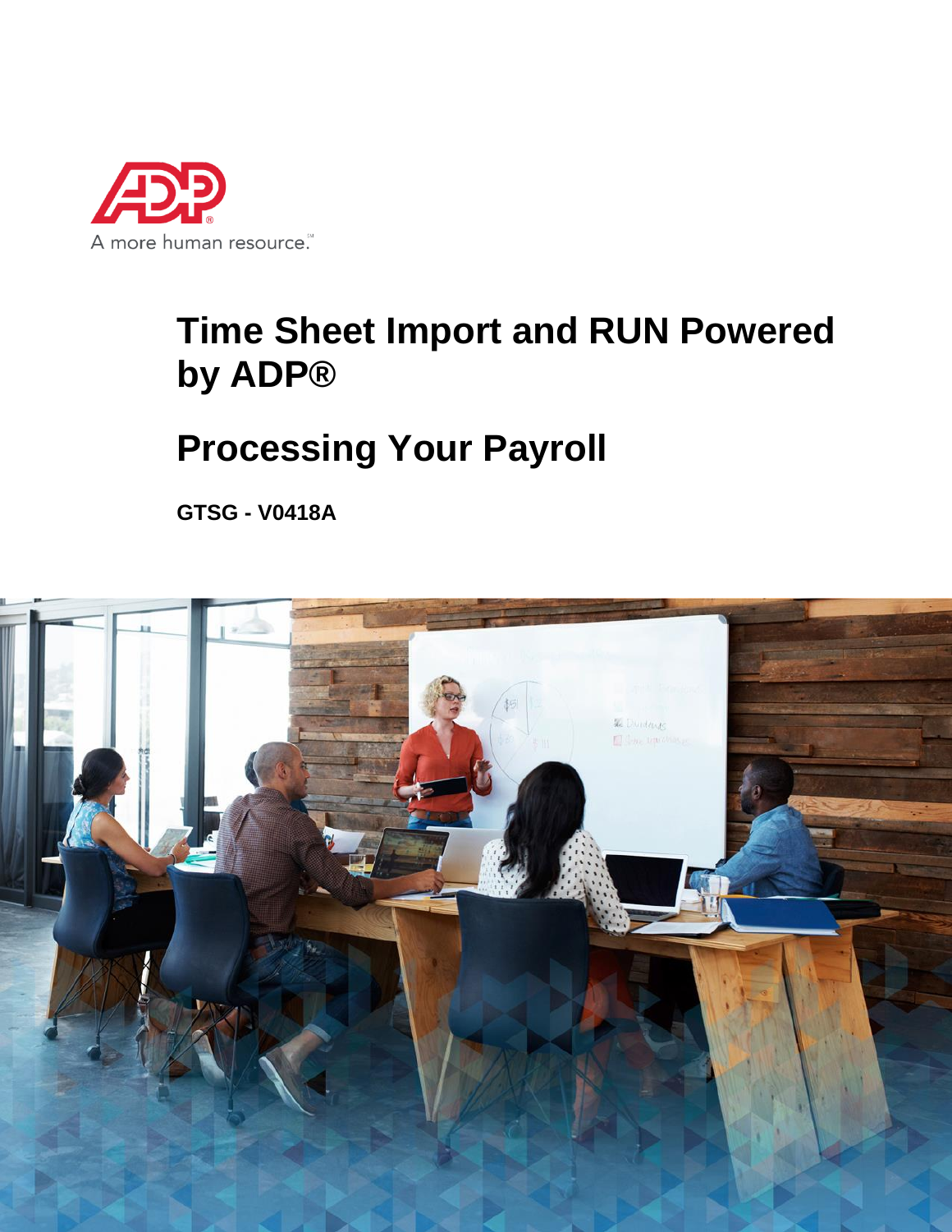ADP® A more human resource.℠

# Time Sheet Import and RUN Powered by ADP®

# Processing Your Payroll

**GTSG - V0418A**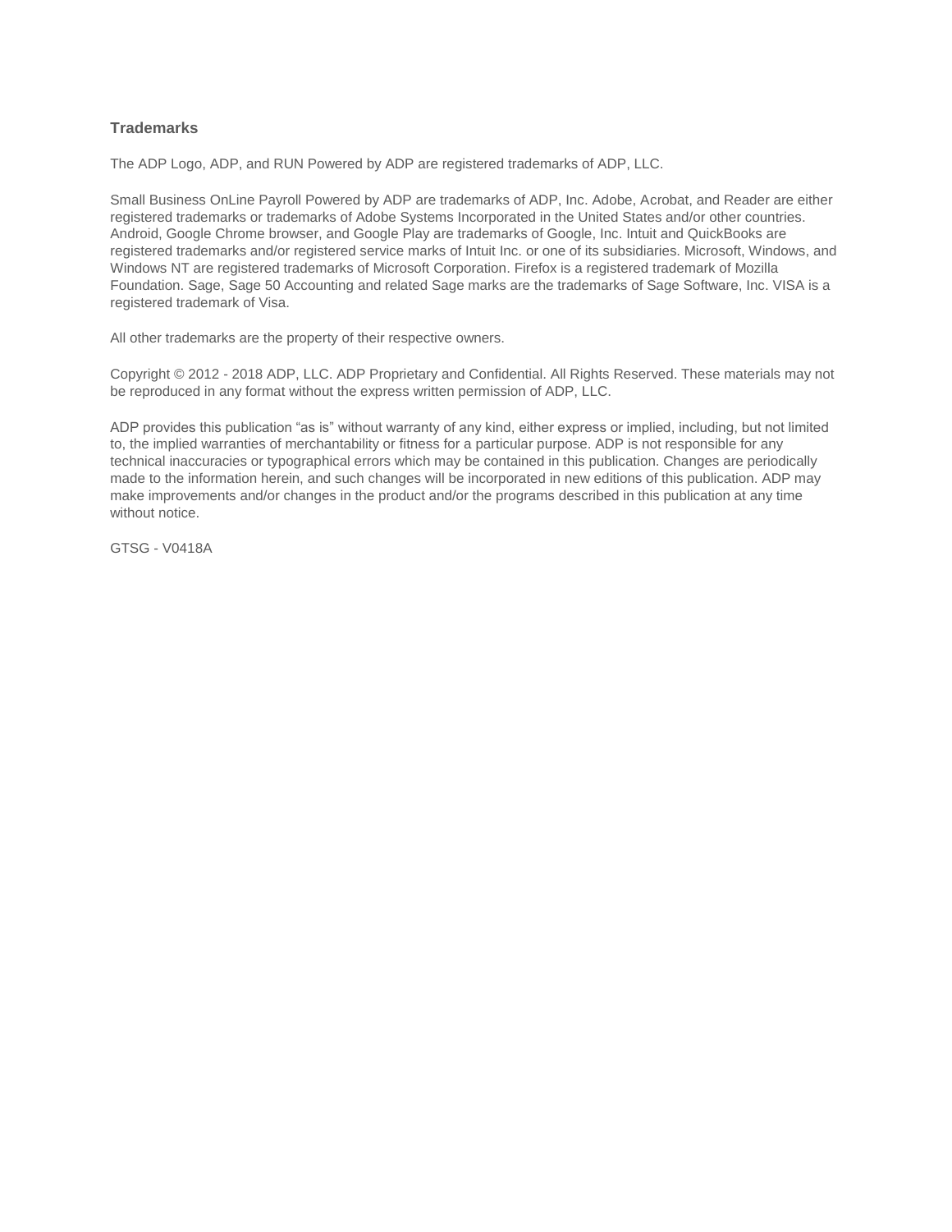## Trademarks

The ADP Logo, ADP, and RUN Powered by ADP are registered trademarks of ADP, LLC.

Small Business OnLine Payroll Powered by ADP are trademarks of ADP, Inc. Adobe, Acrobat, and Reader are either registered trademarks or trademarks of Adobe Systems Incorporated in the United States and/or other countries. Android, Google Chrome browser, and Google Play are trademarks of Google, Inc. Intuit and QuickBooks are registered trademarks and/or registered service marks of Intuit Inc. or one of its subsidiaries. Microsoft, Windows, and Windows NT are registered trademarks of Microsoft Corporation. Firefox is a registered trademark of Mozilla Foundation. Sage, Sage 50 Accounting and related Sage marks are the trademarks of Sage Software, Inc. VISA is a registered trademark of Visa.

All other trademarks are the property of their respective owners.

Copyright © 2012 - 2018 ADP, LLC. ADP Proprietary and Confidential. All Rights Reserved. These materials may not be reproduced in any format without the express written permission of ADP, LLC.

ADP provides this publication "as is" without warranty of any kind, either express or implied, including, but not limited to, the implied warranties of merchantability or fitness for a particular purpose. ADP is not responsible for any technical inaccuracies or typographical errors which may be contained in this publication. Changes are periodically made to the information herein, and such changes will be incorporated in new editions of this publication. ADP may make improvements and/or changes in the product and/or the programs described in this publication at any time without notice.

GTSG - V0418A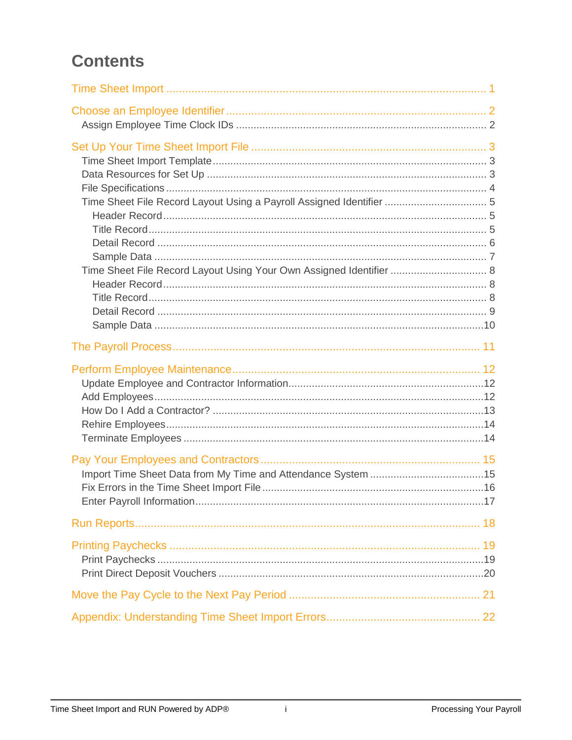# Contents

Time Sheet Import ........................................................................................................ 1

Choose an Employee Identifier ..................................................................................... 2
- Assign Employee Time Clock IDs ................................................................................ 2

Set Up Your Time Sheet Import File .............................................................................. 3
- Time Sheet Import Template ......................................................................................... 3
- Data Resources for Set Up ........................................................................................... 3
- File Specifications ......................................................................................................... 4
- Time Sheet File Record Layout Using a Payroll Assigned Identifier .............................. 5
  - Header Record ........................................................................................................ 5
  - Title Record ............................................................................................................. 5
  - Detail Record .......................................................................................................... 6
  - Sample Data ........................................................................................................... 7
- Time Sheet File Record Layout Using Your Own Assigned Identifier ............................. 8
  - Header Record ........................................................................................................ 8
  - Title Record ............................................................................................................. 8
  - Detail Record .......................................................................................................... 9
  - Sample Data ........................................................................................................... 10

The Payroll Process ....................................................................................................... 11

Perform Employee Maintenance .................................................................................... 12
- Update Employee and Contractor Information .............................................................. 12
- Add Employees ............................................................................................................. 12
- How Do I Add a Contractor? ......................................................................................... 13
- Rehire Employees ......................................................................................................... 14
- Terminate Employees ................................................................................................... 14

Pay Your Employees and Contractors ........................................................................... 15
- Import Time Sheet Data from My Time and Attendance System ................................... 15
- Fix Errors in the Time Sheet Import File ....................................................................... 16
- Enter Payroll Information .............................................................................................. 17

Run Reports .................................................................................................................... 18

Printing Paychecks ......................................................................................................... 19
- Print Paychecks ............................................................................................................ 19
- Print Direct Deposit Vouchers ....................................................................................... 20

Move the Pay Cycle to the Next Pay Period .................................................................. 21

Appendix: Understanding Time Sheet Import Errors ..................................................... 22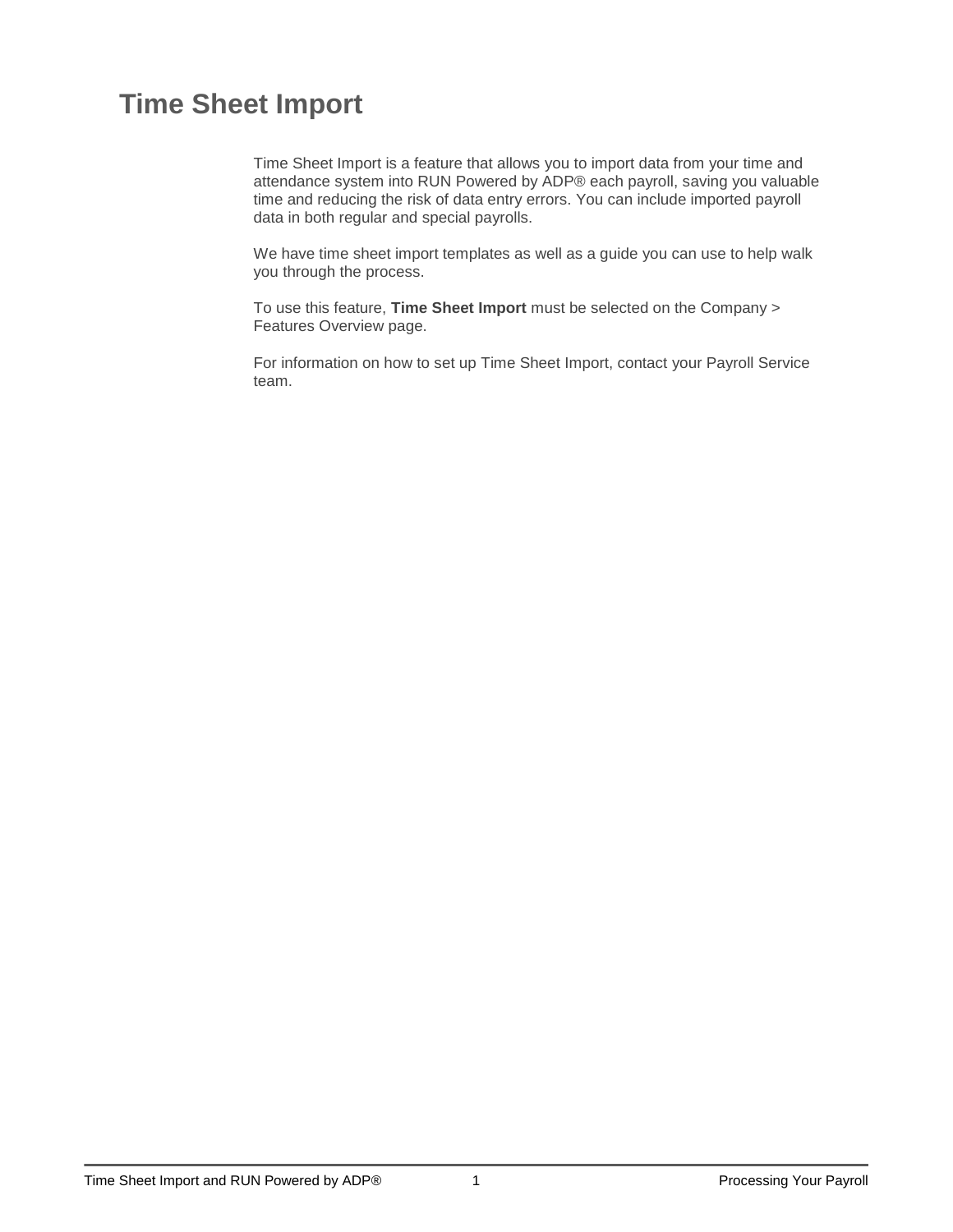# Time Sheet Import

Time Sheet Import is a feature that allows you to import data from your time and attendance system into RUN Powered by ADP® each payroll, saving you valuable time and reducing the risk of data entry errors. You can include imported payroll data in both regular and special payrolls.

We have time sheet import templates as well as a guide you can use to help walk you through the process.

To use this feature, **Time Sheet Import** must be selected on the Company > Features Overview page.

For information on how to set up Time Sheet Import, contact your Payroll Service team.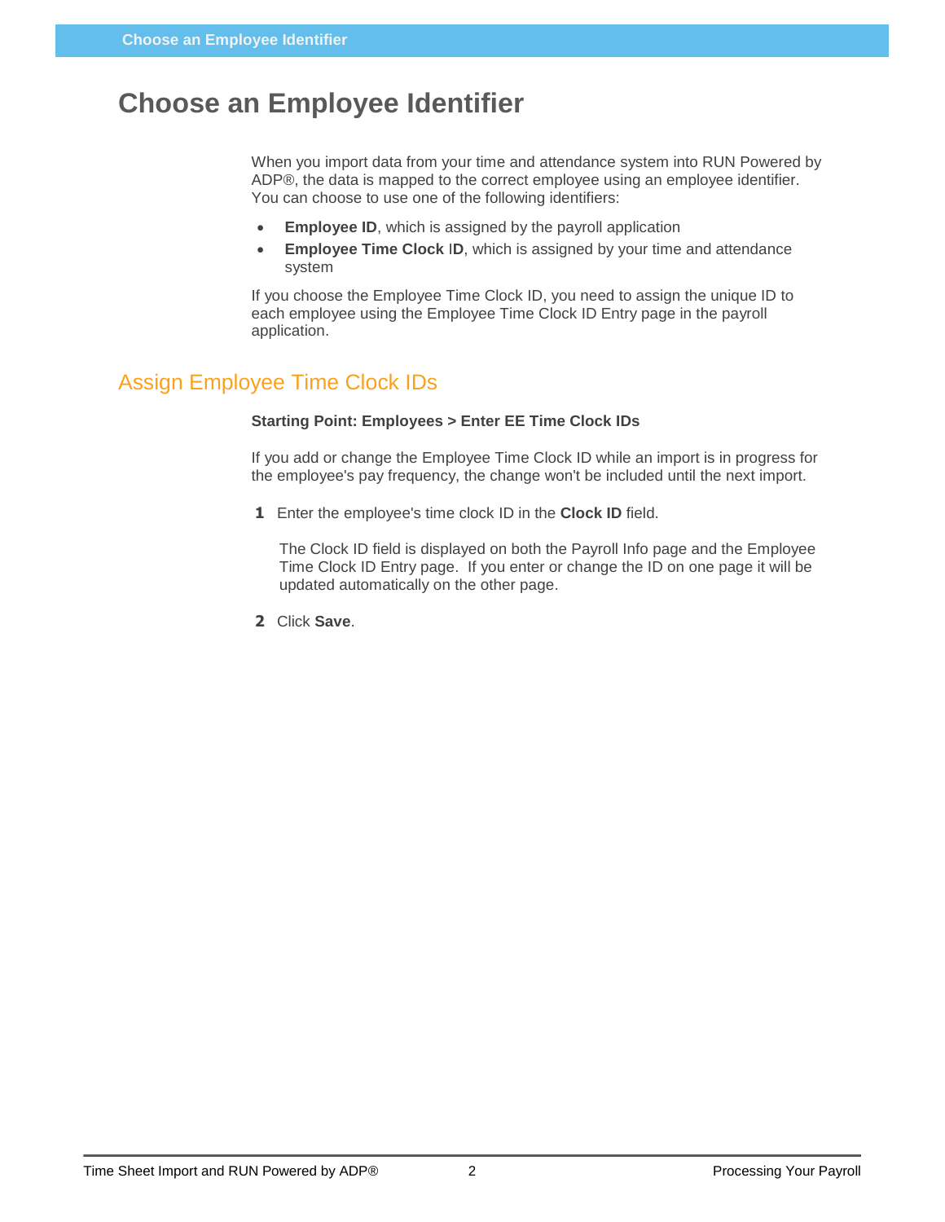# Choose an Employee Identifier

When you import data from your time and attendance system into RUN Powered by ADP®, the data is mapped to the correct employee using an employee identifier. You can choose to use one of the following identifiers:

- **Employee ID**, which is assigned by the payroll application
- **Employee Time Clock ID**, which is assigned by your time and attendance system

If you choose the Employee Time Clock ID, you need to assign the unique ID to each employee using the Employee Time Clock ID Entry page in the payroll application.

## Assign Employee Time Clock IDs

**Starting Point: Employees > Enter EE Time Clock IDs**

If you add or change the Employee Time Clock ID while an import is in progress for the employee's pay frequency, the change won't be included until the next import.

1. Enter the employee's time clock ID in the **Clock ID** field.

   The Clock ID field is displayed on both the Payroll Info page and the Employee Time Clock ID Entry page. If you enter or change the ID on one page it will be updated automatically on the other page.

2. Click **Save**.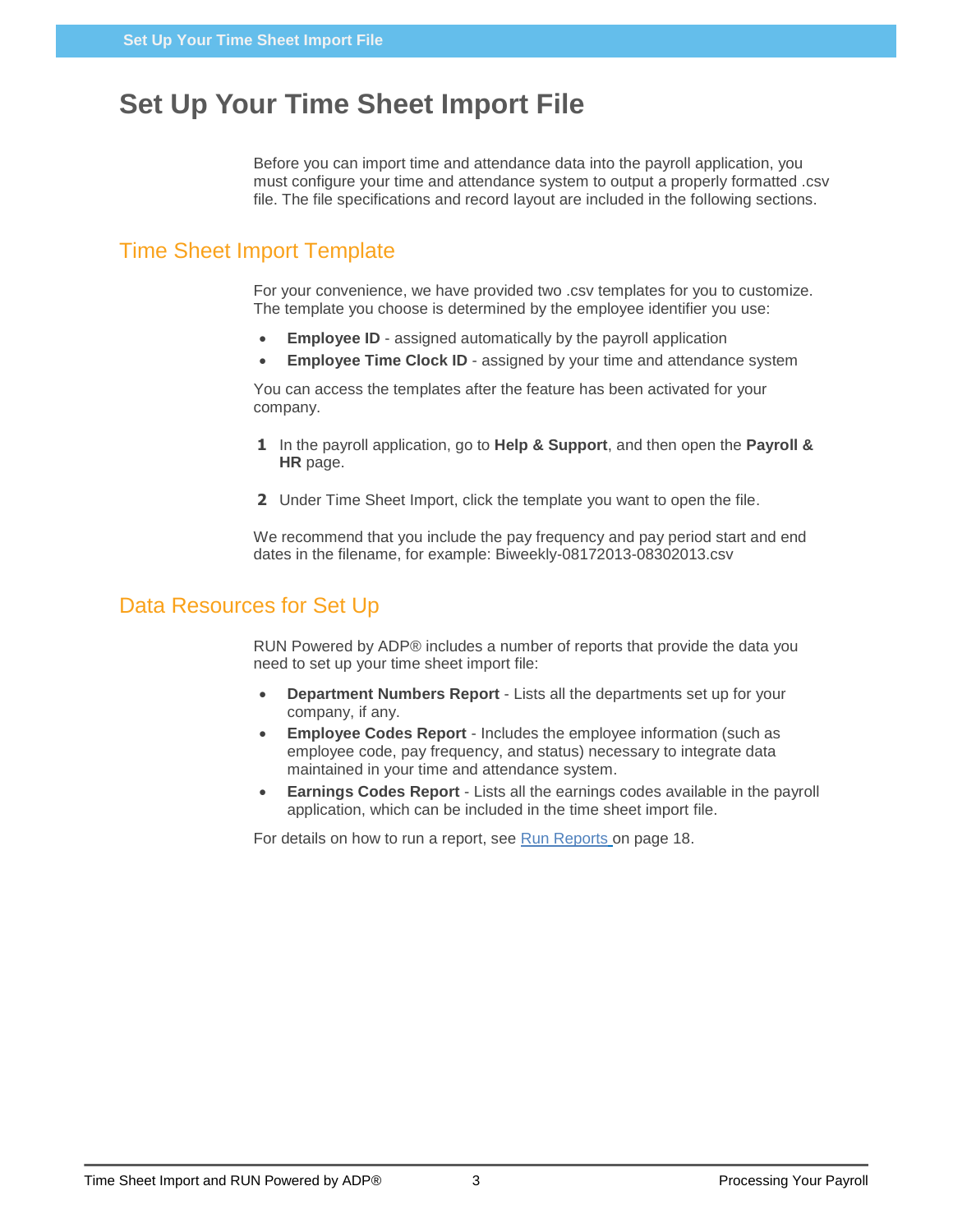# Set Up Your Time Sheet Import File

Before you can import time and attendance data into the payroll application, you must configure your time and attendance system to output a properly formatted .csv file. The file specifications and record layout are included in the following sections.

## Time Sheet Import Template

For your convenience, we have provided two .csv templates for you to customize. The template you choose is determined by the employee identifier you use:

- **Employee ID** - assigned automatically by the payroll application
- **Employee Time Clock ID** - assigned by your time and attendance system

You can access the templates after the feature has been activated for your company.

1. In the payroll application, go to **Help & Support**, and then open the **Payroll & HR** page.
2. Under Time Sheet Import, click the template you want to open the file.

We recommend that you include the pay frequency and pay period start and end dates in the filename, for example: Biweekly-08172013-08302013.csv

## Data Resources for Set Up

RUN Powered by ADP® includes a number of reports that provide the data you need to set up your time sheet import file:

- **Department Numbers Report** - Lists all the departments set up for your company, if any.
- **Employee Codes Report** - Includes the employee information (such as employee code, pay frequency, and status) necessary to integrate data maintained in your time and attendance system.
- **Earnings Codes Report** - Lists all the earnings codes available in the payroll application, which can be included in the time sheet import file.

For details on how to run a report, see Run Reports on page 18.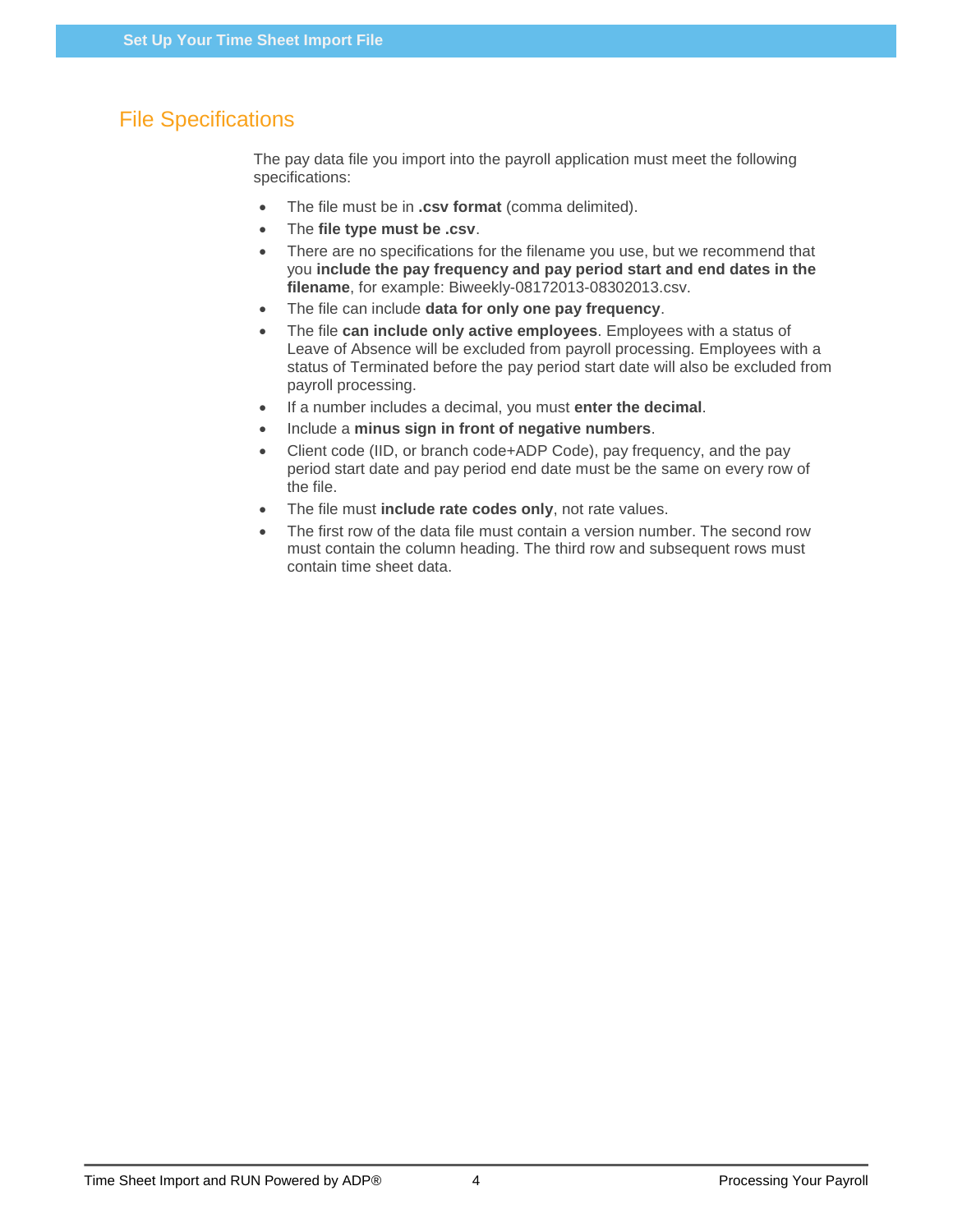## File Specifications

The pay data file you import into the payroll application must meet the following specifications:

- The file must be in **.csv format** (comma delimited).
- The **file type must be .csv**.
- There are no specifications for the filename you use, but we recommend that you **include the pay frequency and pay period start and end dates in the filename**, for example: Biweekly-08172013-08302013.csv.
- The file can include **data for only one pay frequency**.
- The file **can include only active employees**. Employees with a status of Leave of Absence will be excluded from payroll processing. Employees with a status of Terminated before the pay period start date will also be excluded from payroll processing.
- If a number includes a decimal, you must **enter the decimal**.
- Include a **minus sign in front of negative numbers**.
- Client code (IID, or branch code+ADP Code), pay frequency, and the pay period start date and pay period end date must be the same on every row of the file.
- The file must **include rate codes only**, not rate values.
- The first row of the data file must contain a version number. The second row must contain the column heading. The third row and subsequent rows must contain time sheet data.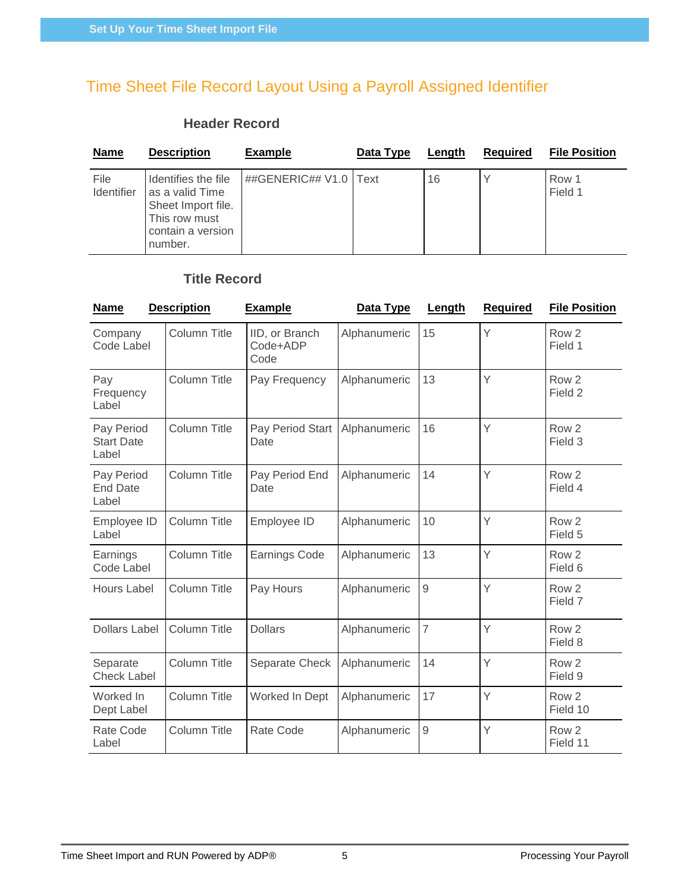## Time Sheet File Record Layout Using a Payroll Assigned Identifier

### Header Record

| Name | Description | Example | Data Type | Length | Required | File Position |
|---|---|---|---|---|---|---|
| File Identifier | Identifies the file as a valid Time Sheet Import file. This row must contain a version number. | ##GENERIC## V1.0 | Text | 16 | Y | Row 1 Field 1 |

### Title Record

| Name | Description | Example | Data Type | Length | Required | File Position |
|---|---|---|---|---|---|---|
| Company Code Label | Column Title | IID, or Branch Code+ADP Code | Alphanumeric | 15 | Y | Row 2 Field 1 |
| Pay Frequency Label | Column Title | Pay Frequency | Alphanumeric | 13 | Y | Row 2 Field 2 |
| Pay Period Start Date Label | Column Title | Pay Period Start Date | Alphanumeric | 16 | Y | Row 2 Field 3 |
| Pay Period End Date Label | Column Title | Pay Period End Date | Alphanumeric | 14 | Y | Row 2 Field 4 |
| Employee ID Label | Column Title | Employee ID | Alphanumeric | 10 | Y | Row 2 Field 5 |
| Earnings Code Label | Column Title | Earnings Code | Alphanumeric | 13 | Y | Row 2 Field 6 |
| Hours Label | Column Title | Pay Hours | Alphanumeric | 9 | Y | Row 2 Field 7 |
| Dollars Label | Column Title | Dollars | Alphanumeric | 7 | Y | Row 2 Field 8 |
| Separate Check Label | Column Title | Separate Check | Alphanumeric | 14 | Y | Row 2 Field 9 |
| Worked In Dept Label | Column Title | Worked In Dept | Alphanumeric | 17 | Y | Row 2 Field 10 |
| Rate Code Label | Column Title | Rate Code | Alphanumeric | 9 | Y | Row 2 Field 11 |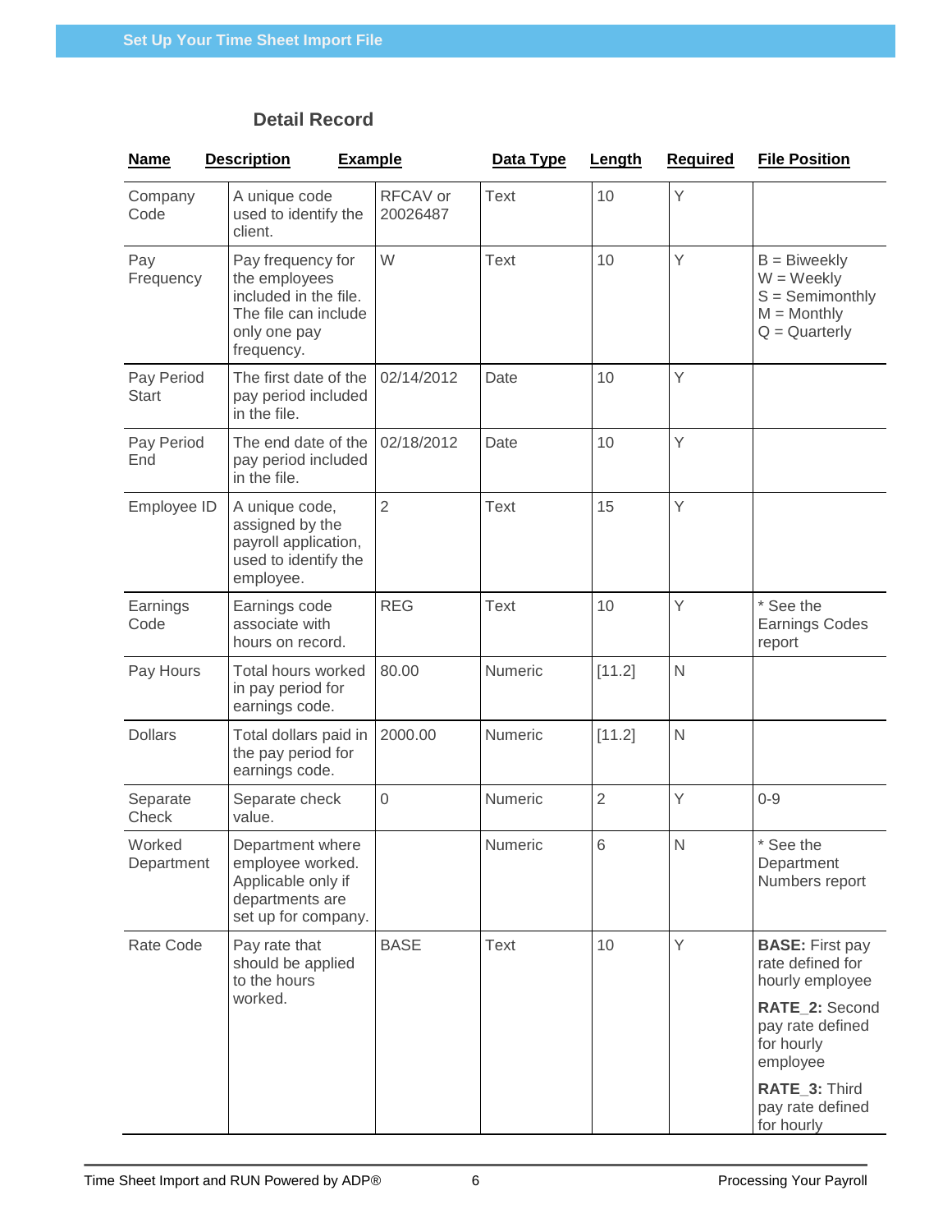### Detail Record

| Name | Description | Example | Data Type | Length | Required | File Position |
|---|---|---|---|---|---|---|
| Company Code | A unique code used to identify the client. | RFCAV or 20026487 | Text | 10 | Y | |
| Pay Frequency | Pay frequency for the employees included in the file. The file can include only one pay frequency. | W | Text | 10 | Y | B = Biweekly<br>W = Weekly<br>S = Semimonthly<br>M = Monthly<br>Q = Quarterly |
| Pay Period Start | The first date of the pay period included in the file. | 02/14/2012 | Date | 10 | Y | |
| Pay Period End | The end date of the pay period included in the file. | 02/18/2012 | Date | 10 | Y | |
| Employee ID | A unique code, assigned by the payroll application, used to identify the employee. | 2 | Text | 15 | Y | |
| Earnings Code | Earnings code associate with hours on record. | REG | Text | 10 | Y | * See the Earnings Codes report |
| Pay Hours | Total hours worked in pay period for earnings code. | 80.00 | Numeric | [11.2] | N | |
| Dollars | Total dollars paid in the pay period for earnings code. | 2000.00 | Numeric | [11.2] | N | |
| Separate Check | Separate check value. | 0 | Numeric | 2 | Y | 0-9 |
| Worked Department | Department where employee worked. Applicable only if departments are set up for company. | | Numeric | 6 | N | * See the Department Numbers report |
| Rate Code | Pay rate that should be applied to the hours worked. | BASE | Text | 10 | Y | **BASE:** First pay rate defined for hourly employee<br>**RATE_2:** Second pay rate defined for hourly employee<br>**RATE_3:** Third pay rate defined for hourly |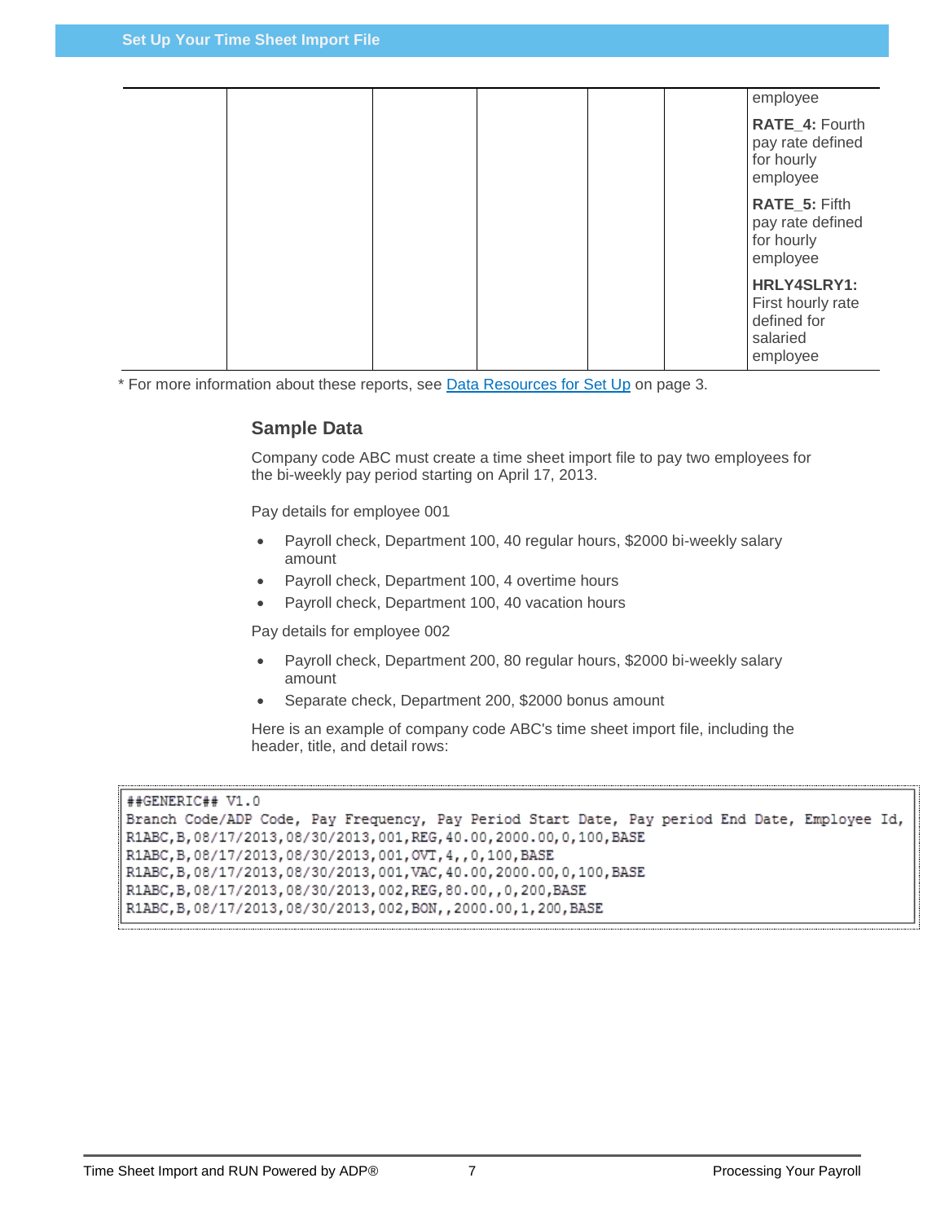| | | | | | | |
|---|---|---|---|---|---|---|
| | | | | | | employee<br><br>**RATE_4:** Fourth pay rate defined for hourly employee<br><br>**RATE_5:** Fifth pay rate defined for hourly employee<br><br>**HRLY4SLRY1:** First hourly rate defined for salaried employee |

* For more information about these reports, see Data Resources for Set Up on page 3.

### Sample Data

Company code ABC must create a time sheet import file to pay two employees for the bi-weekly pay period starting on April 17, 2013.

Pay details for employee 001

- Payroll check, Department 100, 40 regular hours, $2000 bi-weekly salary amount
- Payroll check, Department 100, 4 overtime hours
- Payroll check, Department 100, 40 vacation hours

Pay details for employee 002

- Payroll check, Department 200, 80 regular hours, $2000 bi-weekly salary amount
- Separate check, Department 200, $2000 bonus amount

Here is an example of company code ABC's time sheet import file, including the header, title, and detail rows:

```
##GENERIC## V1.0
Branch Code/ADP Code, Pay Frequency, Pay Period Start Date, Pay period End Date, Employee Id,
R1ABC,B,08/17/2013,08/30/2013,001,REG,40.00,2000.00,0,100,BASE
R1ABC,B,08/17/2013,08/30/2013,001,OVT,4,,0,100,BASE
R1ABC,B,08/17/2013,08/30/2013,001,VAC,40.00,2000.00,0,100,BASE
R1ABC,B,08/17/2013,08/30/2013,002,REG,80.00,,0,200,BASE
R1ABC,B,08/17/2013,08/30/2013,002,BON,,2000.00,1,200,BASE
```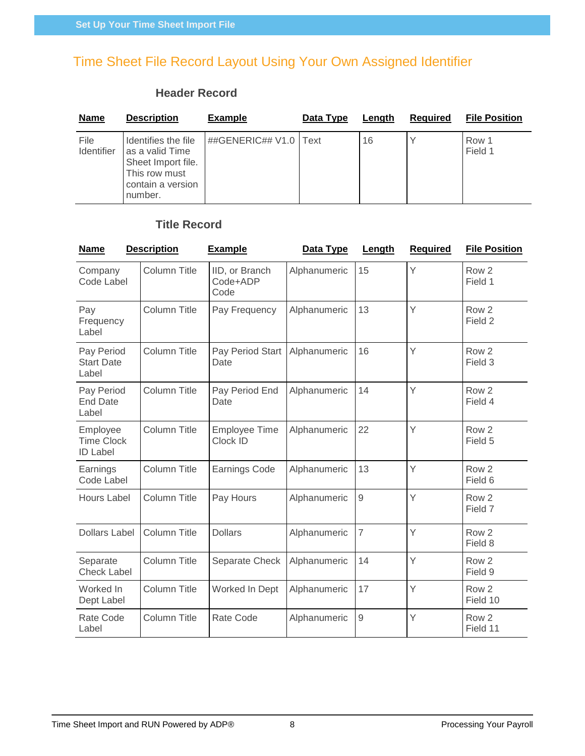## Time Sheet File Record Layout Using Your Own Assigned Identifier

### Header Record

| Name | Description | Example | Data Type | Length | Required | File Position |
|---|---|---|---|---|---|---|
| File Identifier | Identifies the file as a valid Time Sheet Import file. This row must contain a version number. | ##GENERIC## V1.0 | Text | 16 | Y | Row 1 Field 1 |

### Title Record

| Name | Description | Example | Data Type | Length | Required | File Position |
|---|---|---|---|---|---|---|
| Company Code Label | Column Title | IID, or Branch Code+ADP Code | Alphanumeric | 15 | Y | Row 2 Field 1 |
| Pay Frequency Label | Column Title | Pay Frequency | Alphanumeric | 13 | Y | Row 2 Field 2 |
| Pay Period Start Date Label | Column Title | Pay Period Start Date | Alphanumeric | 16 | Y | Row 2 Field 3 |
| Pay Period End Date Label | Column Title | Pay Period End Date | Alphanumeric | 14 | Y | Row 2 Field 4 |
| Employee Time Clock ID Label | Column Title | Employee Time Clock ID | Alphanumeric | 22 | Y | Row 2 Field 5 |
| Earnings Code Label | Column Title | Earnings Code | Alphanumeric | 13 | Y | Row 2 Field 6 |
| Hours Label | Column Title | Pay Hours | Alphanumeric | 9 | Y | Row 2 Field 7 |
| Dollars Label | Column Title | Dollars | Alphanumeric | 7 | Y | Row 2 Field 8 |
| Separate Check Label | Column Title | Separate Check | Alphanumeric | 14 | Y | Row 2 Field 9 |
| Worked In Dept Label | Column Title | Worked In Dept | Alphanumeric | 17 | Y | Row 2 Field 10 |
| Rate Code Label | Column Title | Rate Code | Alphanumeric | 9 | Y | Row 2 Field 11 |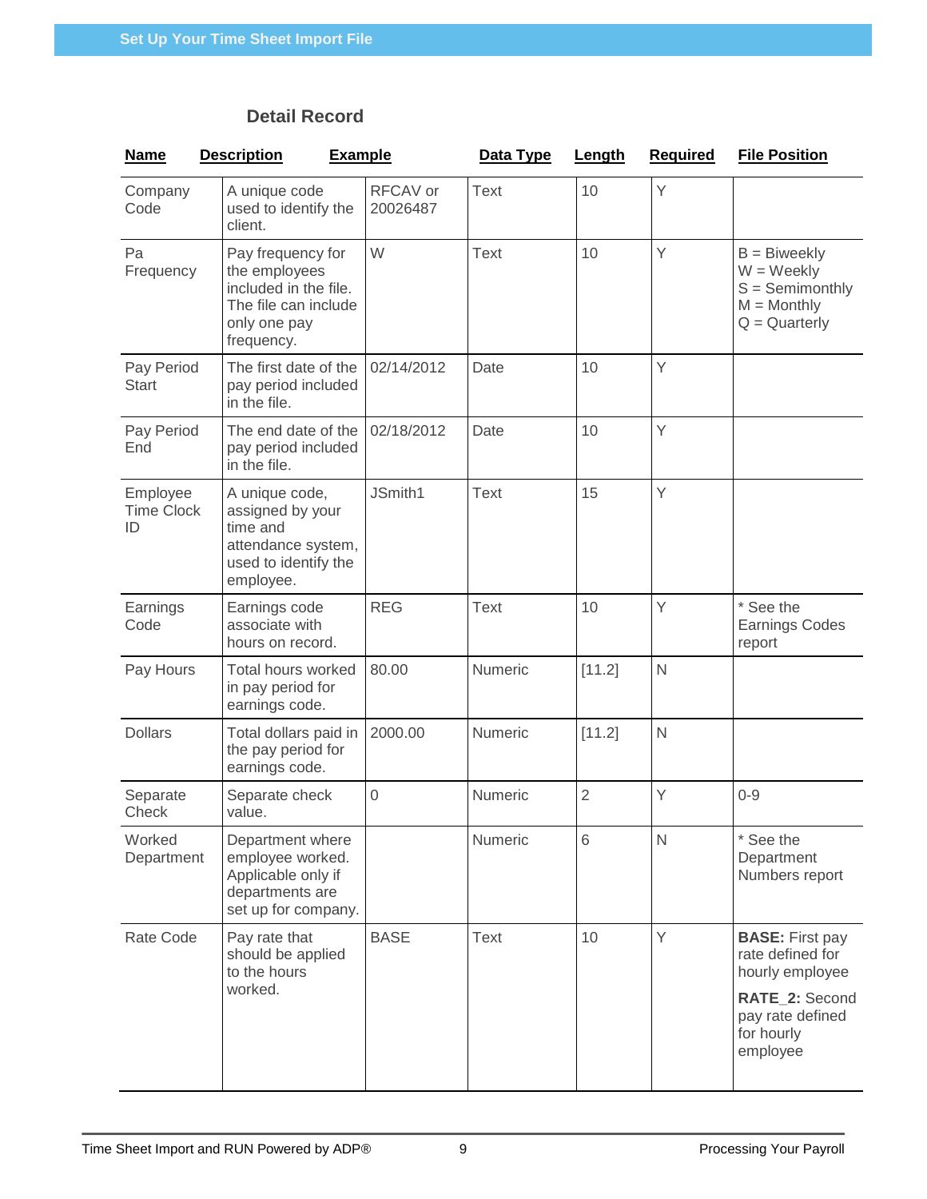## Set Up Your Time Sheet Import File

### Detail Record

| Name | Description | Example | Data Type | Length | Required | File Position |
|---|---|---|---|---|---|---|
| Company Code | A unique code used to identify the client. | RFCAV or 20026487 | Text | 10 | Y | |
| Pa Frequency | Pay frequency for the employees included in the file. The file can include only one pay frequency. | W | Text | 10 | Y | B = Biweekly<br>W = Weekly<br>S = Semimonthly<br>M = Monthly<br>Q = Quarterly |
| Pay Period Start | The first date of the pay period included in the file. | 02/14/2012 | Date | 10 | Y | |
| Pay Period End | The end date of the pay period included in the file. | 02/18/2012 | Date | 10 | Y | |
| Employee Time Clock ID | A unique code, assigned by your time and attendance system, used to identify the employee. | JSmith1 | Text | 15 | Y | |
| Earnings Code | Earnings code associate with hours on record. | REG | Text | 10 | Y | * See the Earnings Codes report |
| Pay Hours | Total hours worked in pay period for earnings code. | 80.00 | Numeric | [11.2] | N | |
| Dollars | Total dollars paid in the pay period for earnings code. | 2000.00 | Numeric | [11.2] | N | |
| Separate Check | Separate check value. | 0 | Numeric | 2 | Y | 0-9 |
| Worked Department | Department where employee worked. Applicable only if departments are set up for company. | | Numeric | 6 | N | * See the Department Numbers report |
| Rate Code | Pay rate that should be applied to the hours worked. | BASE | Text | 10 | Y | **BASE:** First pay rate defined for hourly employee<br>**RATE_2:** Second pay rate defined for hourly employee |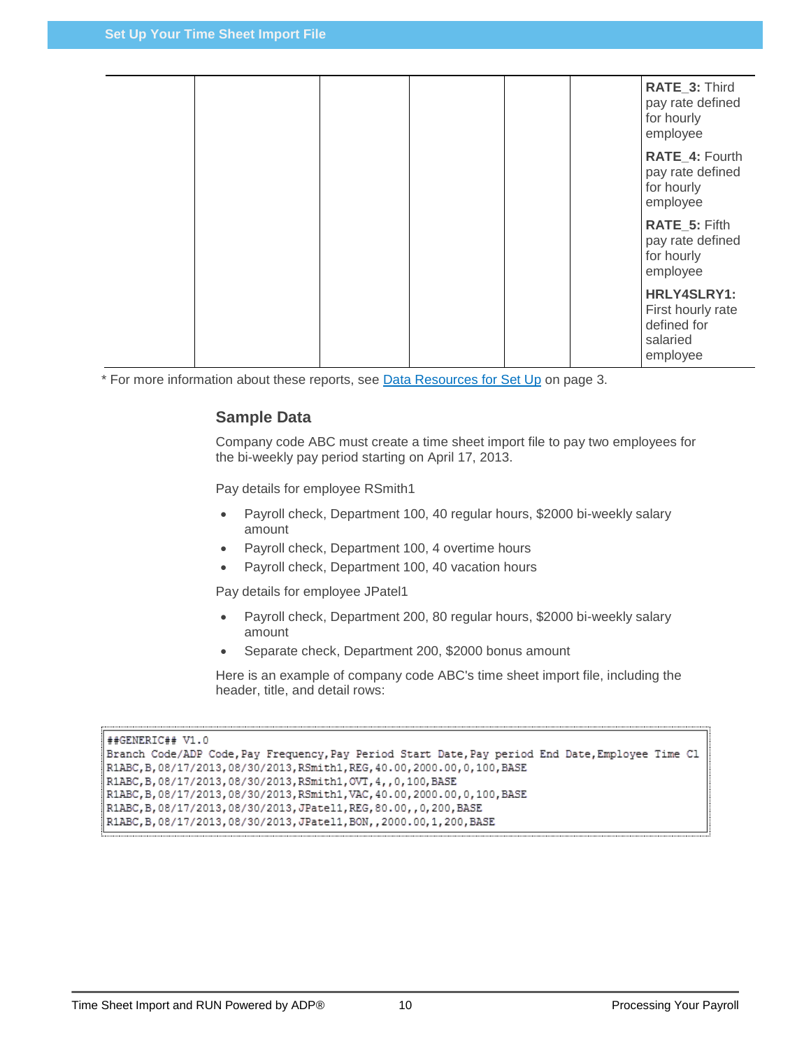| | | | | | | |
|---|---|---|---|---|---|---|
| | | | | | | **RATE_3:** Third pay rate defined for hourly employee<br><br>**RATE_4:** Fourth pay rate defined for hourly employee<br><br>**RATE_5:** Fifth pay rate defined for hourly employee<br><br>**HRLY4SLRY1:** First hourly rate defined for salaried employee |

\* For more information about these reports, see [Data Resources for Set Up](#) on page 3.

### Sample Data

Company code ABC must create a time sheet import file to pay two employees for the bi-weekly pay period starting on April 17, 2013.

Pay details for employee RSmith1

- Payroll check, Department 100, 40 regular hours, $2000 bi-weekly salary amount
- Payroll check, Department 100, 4 overtime hours
- Payroll check, Department 100, 40 vacation hours

Pay details for employee JPatel1

- Payroll check, Department 200, 80 regular hours, $2000 bi-weekly salary amount
- Separate check, Department 200, $2000 bonus amount

Here is an example of company code ABC's time sheet import file, including the header, title, and detail rows:

```
##GENERIC## V1.0
Branch Code/ADP Code,Pay Frequency,Pay Period Start Date,Pay period End Date,Employee Time Cl
R1ABC,B,08/17/2013,08/30/2013,RSmith1,REG,40.00,2000.00,0,100,BASE
R1ABC,B,08/17/2013,08/30/2013,RSmith1,OVT,4,,0,100,BASE
R1ABC,B,08/17/2013,08/30/2013,RSmith1,VAC,40.00,2000.00,0,100,BASE
R1ABC,B,08/17/2013,08/30/2013,JPatel1,REG,80.00,,0,200,BASE
R1ABC,B,08/17/2013,08/30/2013,JPatel1,BON,,2000.00,1,200,BASE
```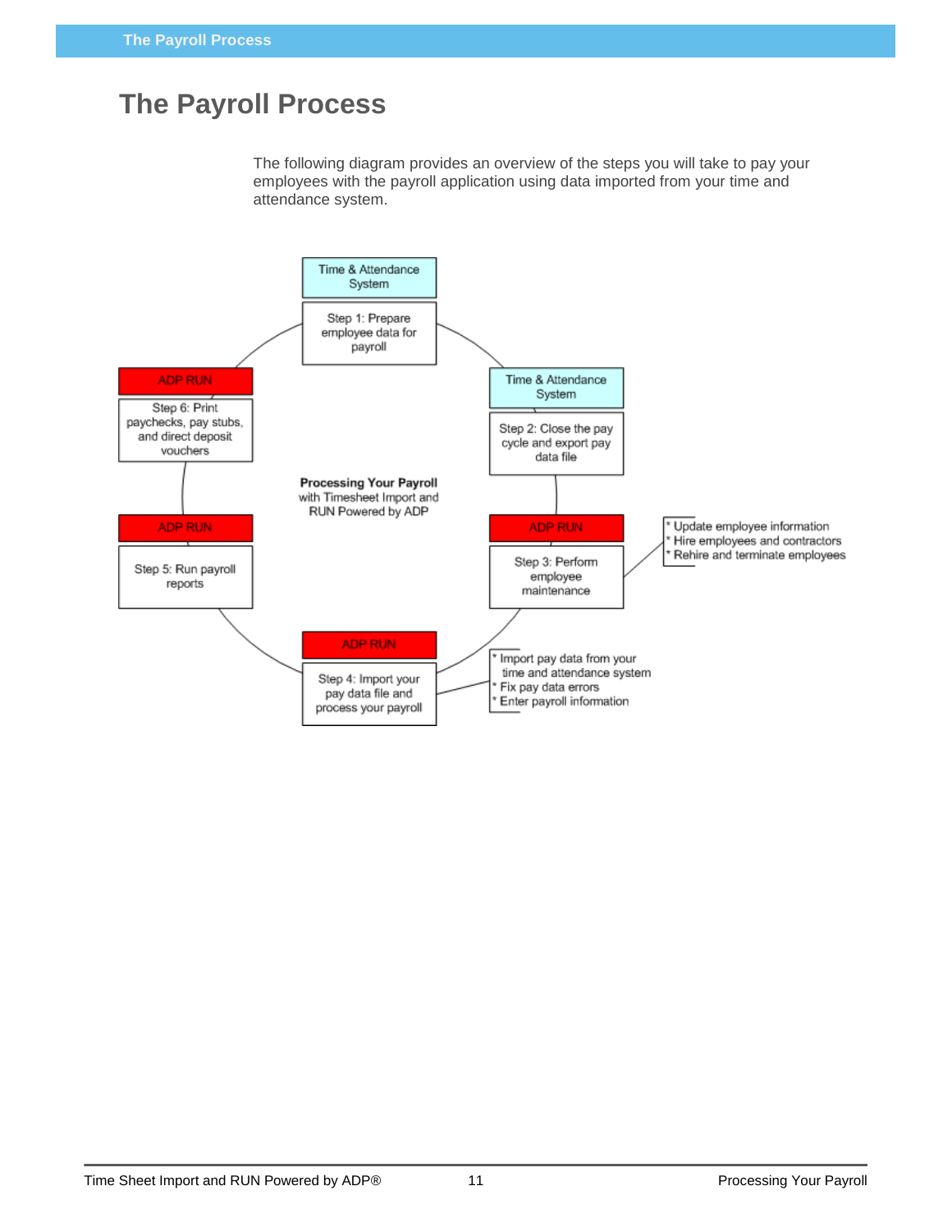# The Payroll Process

The following diagram provides an overview of the steps you will take to pay your employees with the payroll application using data imported from your time and attendance system.

**Processing Your Payroll**
with Timesheet Import and RUN Powered by ADP

Time & Attendance System

Step 1: Prepare employee data for payroll

Time & Attendance System

Step 2: Close the pay cycle and export pay data file

ADP RUN

Step 3: Perform employee maintenance

* Update employee information
* Hire employees and contractors
* Rehire and terminate employees

ADP RUN

Step 4: Import your pay data file and process your payroll

* Import pay data from your time and attendance system
* Fix pay data errors
* Enter payroll information

ADP RUN

Step 5: Run payroll reports

ADP RUN

Step 6: Print paychecks, pay stubs, and direct deposit vouchers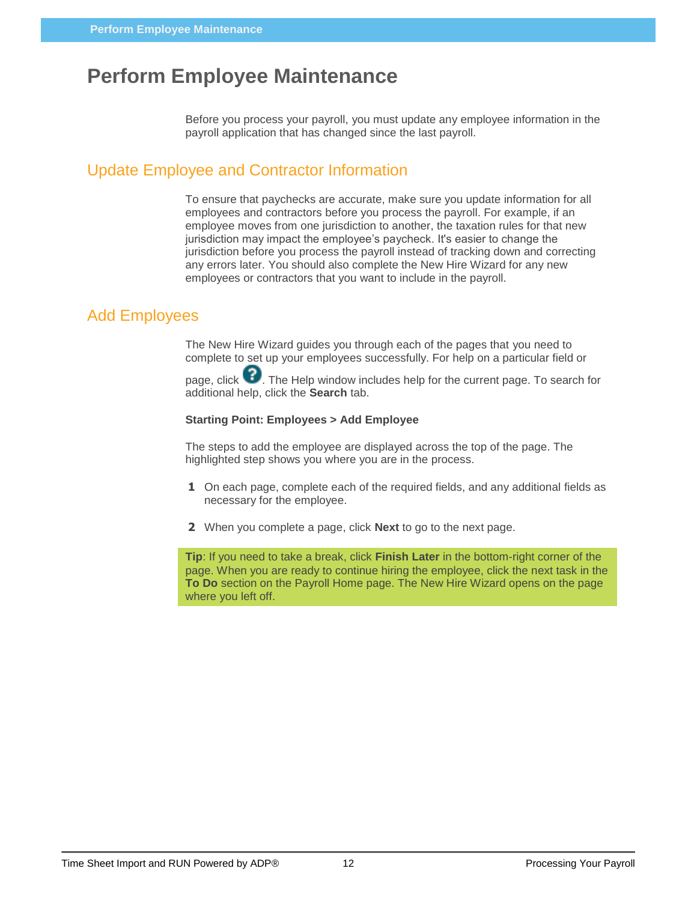# Perform Employee Maintenance

Before you process your payroll, you must update any employee information in the payroll application that has changed since the last payroll.

## Update Employee and Contractor Information

To ensure that paychecks are accurate, make sure you update information for all employees and contractors before you process the payroll. For example, if an employee moves from one jurisdiction to another, the taxation rules for that new jurisdiction may impact the employee's paycheck. It's easier to change the jurisdiction before you process the payroll instead of tracking down and correcting any errors later. You should also complete the New Hire Wizard for any new employees or contractors that you want to include in the payroll.

## Add Employees

The New Hire Wizard guides you through each of the pages that you need to complete to set up your employees successfully. For help on a particular field or page, click ?. The Help window includes help for the current page. To search for additional help, click the **Search** tab.

**Starting Point: Employees > Add Employee**

The steps to add the employee are displayed across the top of the page. The highlighted step shows you where you are in the process.

1. On each page, complete each of the required fields, and any additional fields as necessary for the employee.
2. When you complete a page, click **Next** to go to the next page.

**Tip**: If you need to take a break, click **Finish Later** in the bottom-right corner of the page. When you are ready to continue hiring the employee, click the next task in the **To Do** section on the Payroll Home page. The New Hire Wizard opens on the page where you left off.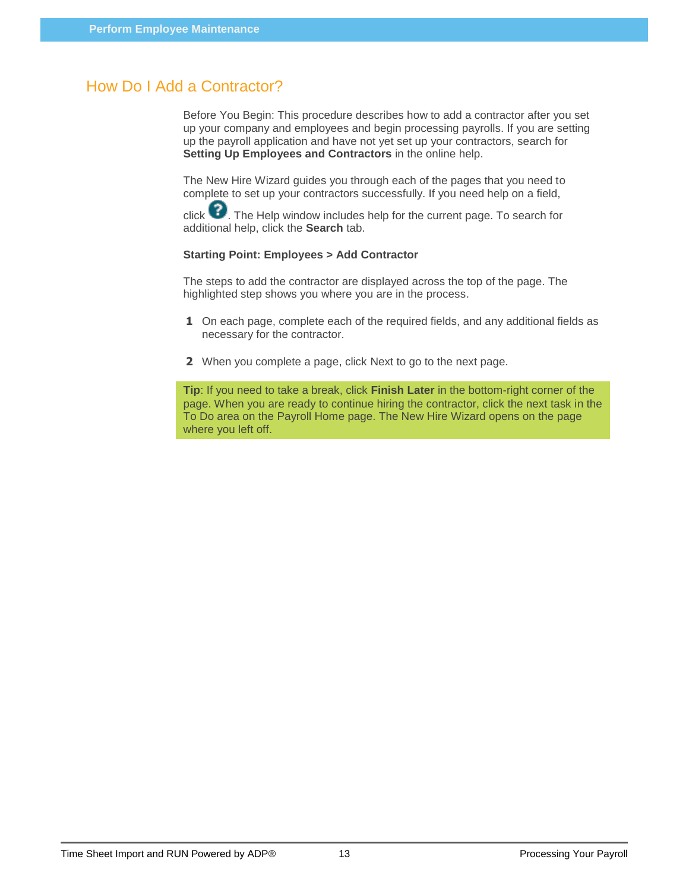## How Do I Add a Contractor?

Before You Begin: This procedure describes how to add a contractor after you set up your company and employees and begin processing payrolls. If you are setting up the payroll application and have not yet set up your contractors, search for **Setting Up Employees and Contractors** in the online help.

The New Hire Wizard guides you through each of the pages that you need to complete to set up your contractors successfully. If you need help on a field, click ?. The Help window includes help for the current page. To search for additional help, click the **Search** tab.

**Starting Point: Employees > Add Contractor**

The steps to add the contractor are displayed across the top of the page. The highlighted step shows you where you are in the process.

1. On each page, complete each of the required fields, and any additional fields as necessary for the contractor.
2. When you complete a page, click Next to go to the next page.

**Tip**: If you need to take a break, click **Finish Later** in the bottom-right corner of the page. When you are ready to continue hiring the contractor, click the next task in the To Do area on the Payroll Home page. The New Hire Wizard opens on the page where you left off.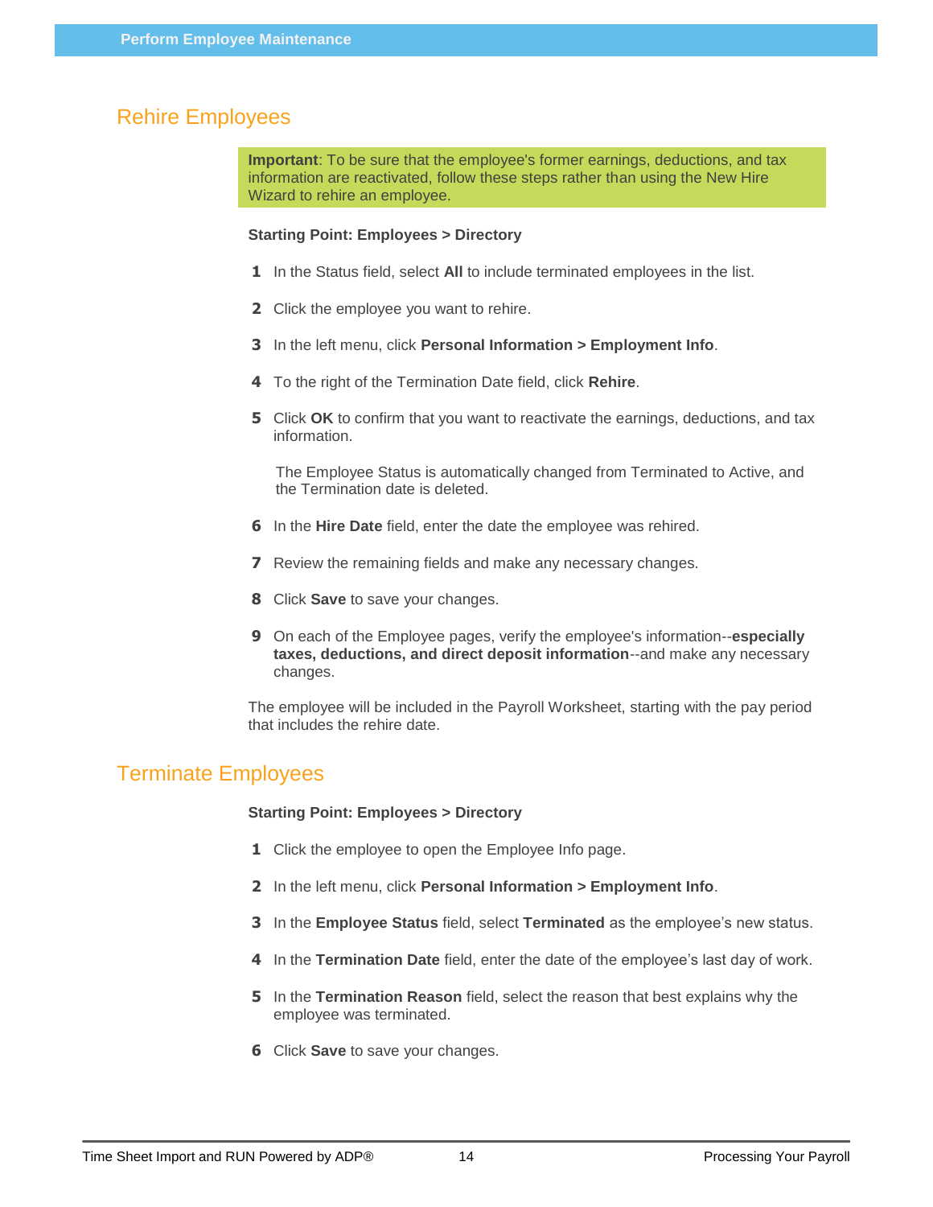## Rehire Employees

**Important**: To be sure that the employee's former earnings, deductions, and tax information are reactivated, follow these steps rather than using the New Hire Wizard to rehire an employee.

**Starting Point: Employees > Directory**

1. In the Status field, select **All** to include terminated employees in the list.
2. Click the employee you want to rehire.
3. In the left menu, click **Personal Information > Employment Info**.
4. To the right of the Termination Date field, click **Rehire**.
5. Click **OK** to confirm that you want to reactivate the earnings, deductions, and tax information.

   The Employee Status is automatically changed from Terminated to Active, and the Termination date is deleted.

6. In the **Hire Date** field, enter the date the employee was rehired.
7. Review the remaining fields and make any necessary changes.
8. Click **Save** to save your changes.
9. On each of the Employee pages, verify the employee's information--**especially taxes, deductions, and direct deposit information**--and make any necessary changes.

The employee will be included in the Payroll Worksheet, starting with the pay period that includes the rehire date.

## Terminate Employees

**Starting Point: Employees > Directory**

1. Click the employee to open the Employee Info page.
2. In the left menu, click **Personal Information > Employment Info**.
3. In the **Employee Status** field, select **Terminated** as the employee's new status.
4. In the **Termination Date** field, enter the date of the employee's last day of work.
5. In the **Termination Reason** field, select the reason that best explains why the employee was terminated.
6. Click **Save** to save your changes.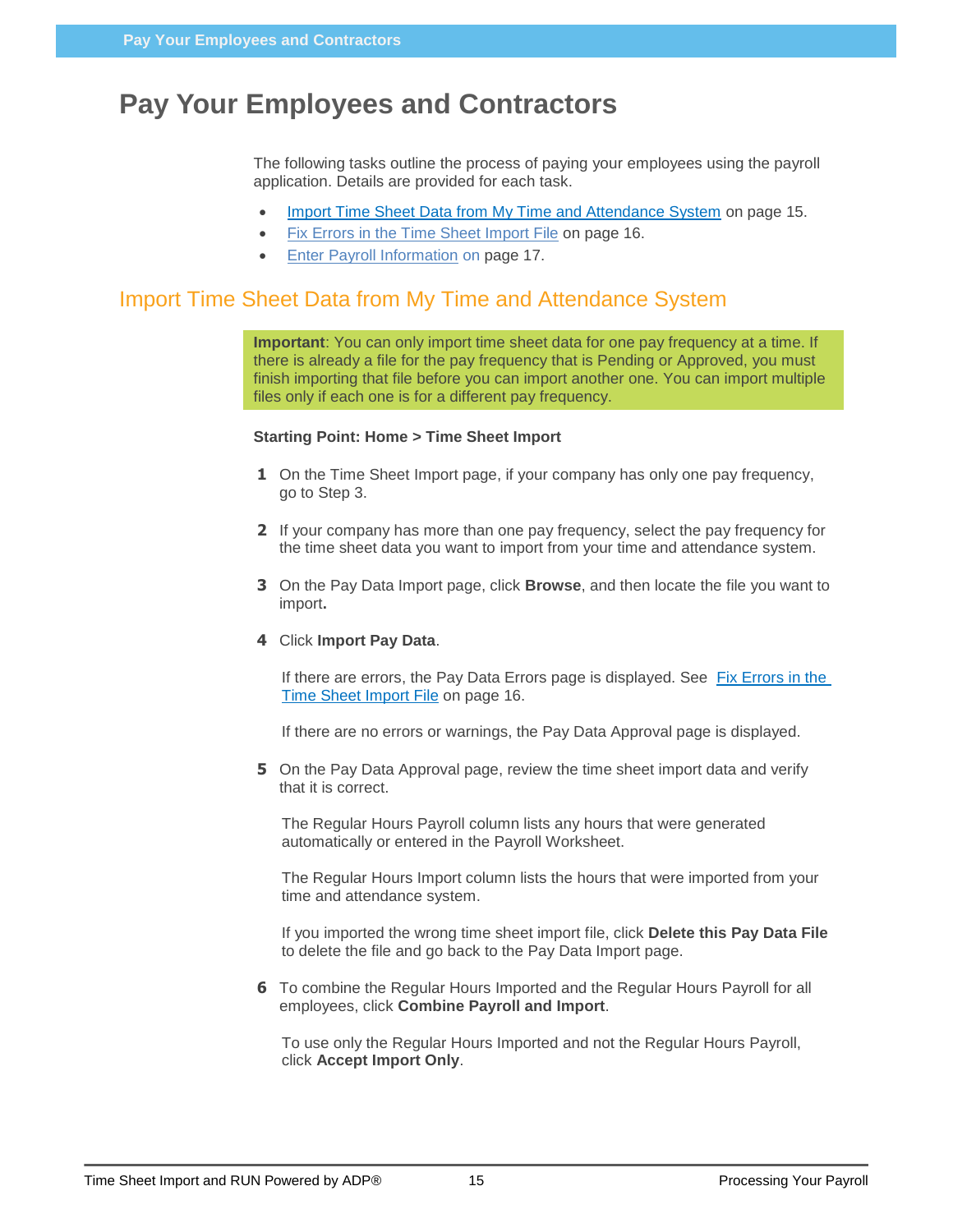# Pay Your Employees and Contractors

The following tasks outline the process of paying your employees using the payroll application. Details are provided for each task.

- Import Time Sheet Data from My Time and Attendance System on page 15.
- Fix Errors in the Time Sheet Import File on page 16.
- Enter Payroll Information on page 17.

## Import Time Sheet Data from My Time and Attendance System

**Important**: You can only import time sheet data for one pay frequency at a time. If there is already a file for the pay frequency that is Pending or Approved, you must finish importing that file before you can import another one. You can import multiple files only if each one is for a different pay frequency.

**Starting Point: Home > Time Sheet Import**

1. On the Time Sheet Import page, if your company has only one pay frequency, go to Step 3.

2. If your company has more than one pay frequency, select the pay frequency for the time sheet data you want to import from your time and attendance system.

3. On the Pay Data Import page, click **Browse**, and then locate the file you want to import**.**

4. Click **Import Pay Data**.

   If there are errors, the Pay Data Errors page is displayed. See Fix Errors in the Time Sheet Import File on page 16.

   If there are no errors or warnings, the Pay Data Approval page is displayed.

5. On the Pay Data Approval page, review the time sheet import data and verify that it is correct.

   The Regular Hours Payroll column lists any hours that were generated automatically or entered in the Payroll Worksheet.

   The Regular Hours Import column lists the hours that were imported from your time and attendance system.

   If you imported the wrong time sheet import file, click **Delete this Pay Data File** to delete the file and go back to the Pay Data Import page.

6. To combine the Regular Hours Imported and the Regular Hours Payroll for all employees, click **Combine Payroll and Import**.

   To use only the Regular Hours Imported and not the Regular Hours Payroll, click **Accept Import Only**.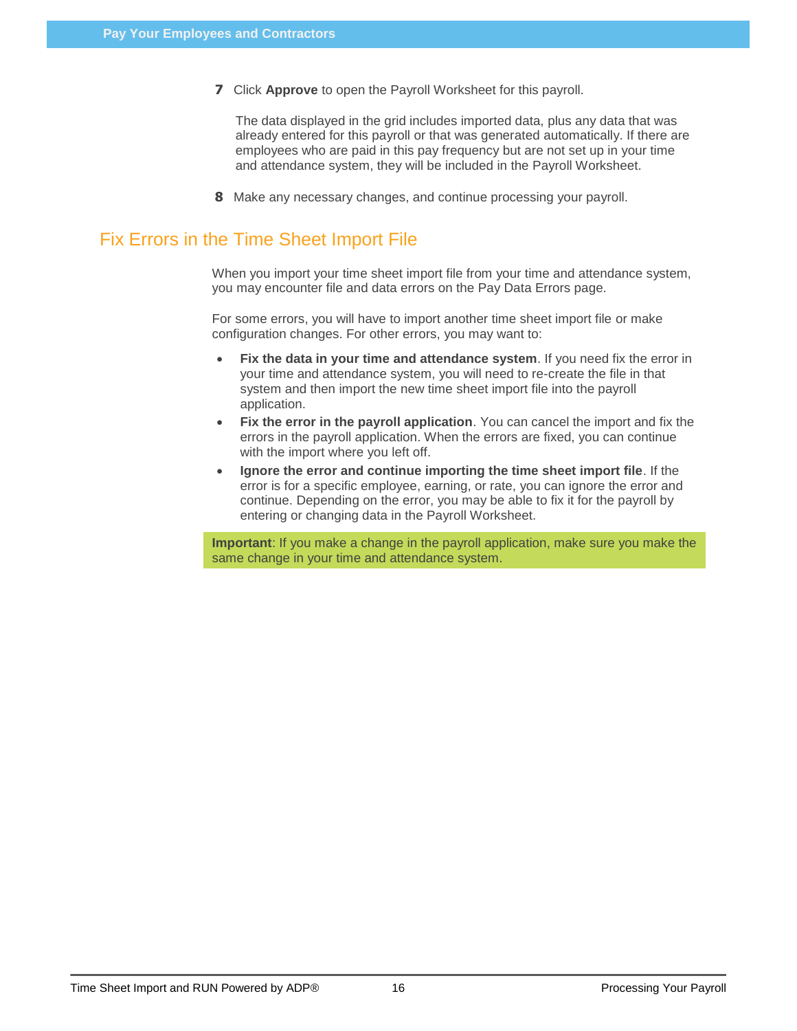7. Click **Approve** to open the Payroll Worksheet for this payroll.

   The data displayed in the grid includes imported data, plus any data that was already entered for this payroll or that was generated automatically. If there are employees who are paid in this pay frequency but are not set up in your time and attendance system, they will be included in the Payroll Worksheet.

8. Make any necessary changes, and continue processing your payroll.

## Fix Errors in the Time Sheet Import File

When you import your time sheet import file from your time and attendance system, you may encounter file and data errors on the Pay Data Errors page.

For some errors, you will have to import another time sheet import file or make configuration changes. For other errors, you may want to:

- **Fix the data in your time and attendance system**. If you need fix the error in your time and attendance system, you will need to re-create the file in that system and then import the new time sheet import file into the payroll application.
- **Fix the error in the payroll application**. You can cancel the import and fix the errors in the payroll application. When the errors are fixed, you can continue with the import where you left off.
- **Ignore the error and continue importing the time sheet import file**. If the error is for a specific employee, earning, or rate, you can ignore the error and continue. Depending on the error, you may be able to fix it for the payroll by entering or changing data in the Payroll Worksheet.

**Important**: If you make a change in the payroll application, make sure you make the same change in your time and attendance system.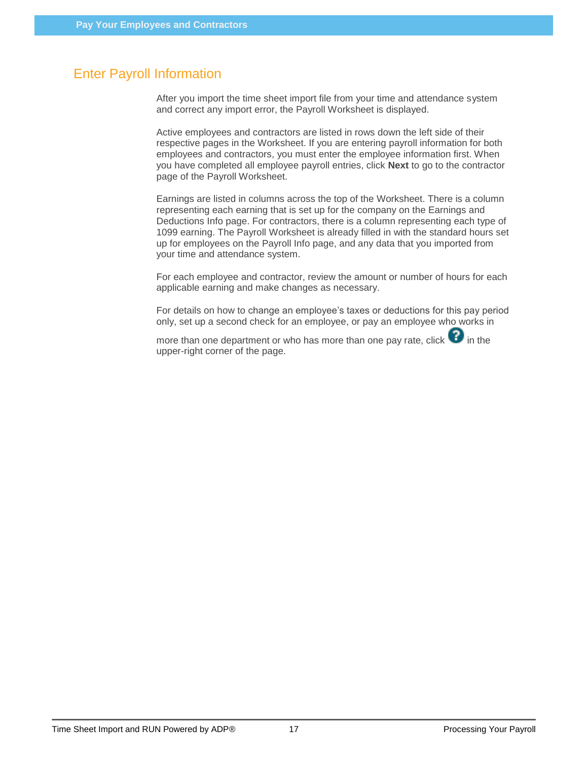## Enter Payroll Information

After you import the time sheet import file from your time and attendance system and correct any import error, the Payroll Worksheet is displayed.

Active employees and contractors are listed in rows down the left side of their respective pages in the Worksheet. If you are entering payroll information for both employees and contractors, you must enter the employee information first. When you have completed all employee payroll entries, click **Next** to go to the contractor page of the Payroll Worksheet.

Earnings are listed in columns across the top of the Worksheet. There is a column representing each earning that is set up for the company on the Earnings and Deductions Info page. For contractors, there is a column representing each type of 1099 earning. The Payroll Worksheet is already filled in with the standard hours set up for employees on the Payroll Info page, and any data that you imported from your time and attendance system.

For each employee and contractor, review the amount or number of hours for each applicable earning and make changes as necessary.

For details on how to change an employee's taxes or deductions for this pay period only, set up a second check for an employee, or pay an employee who works in more than one department or who has more than one pay rate, click ? in the upper-right corner of the page.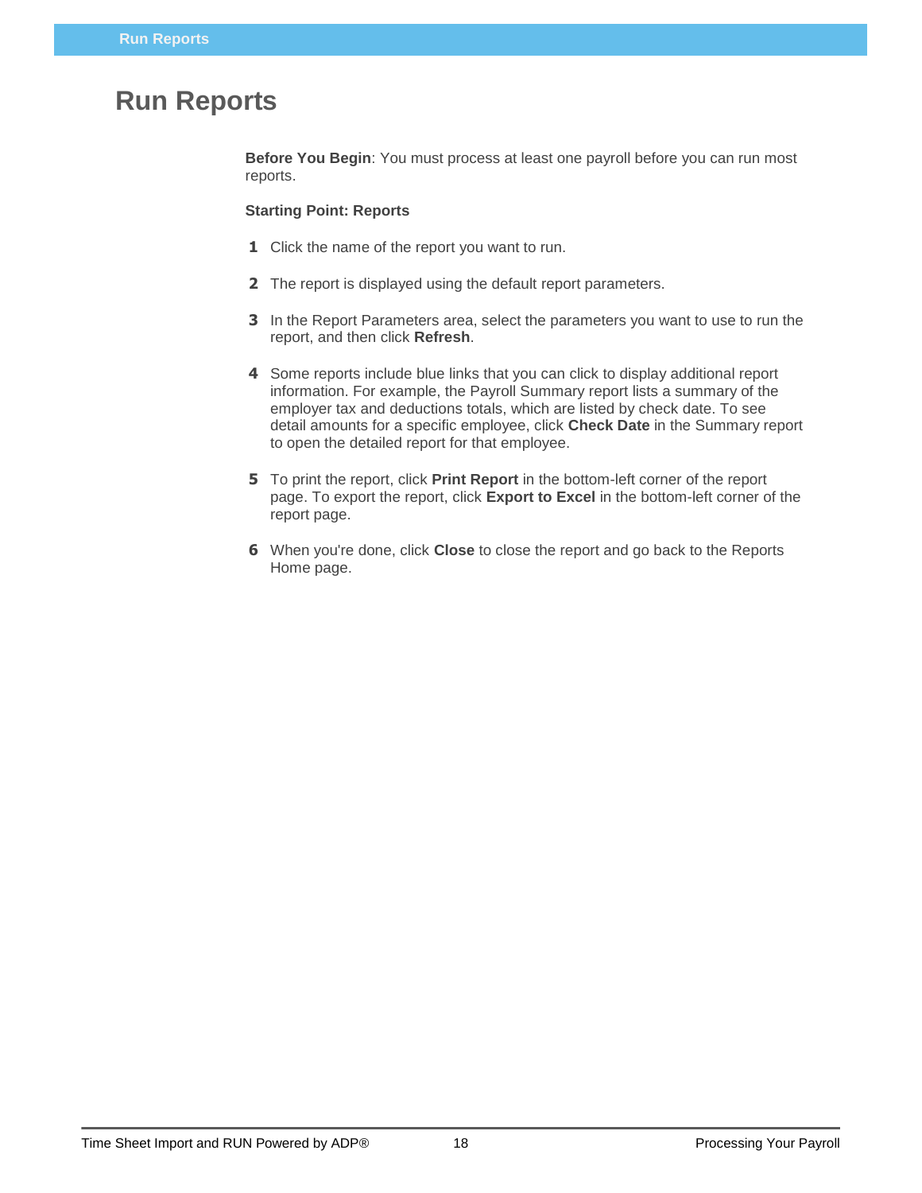# Run Reports

**Before You Begin**: You must process at least one payroll before you can run most reports.

**Starting Point: Reports**

1. Click the name of the report you want to run.
2. The report is displayed using the default report parameters.
3. In the Report Parameters area, select the parameters you want to use to run the report, and then click **Refresh**.
4. Some reports include blue links that you can click to display additional report information. For example, the Payroll Summary report lists a summary of the employer tax and deductions totals, which are listed by check date. To see detail amounts for a specific employee, click **Check Date** in the Summary report to open the detailed report for that employee.
5. To print the report, click **Print Report** in the bottom-left corner of the report page. To export the report, click **Export to Excel** in the bottom-left corner of the report page.
6. When you're done, click **Close** to close the report and go back to the Reports Home page.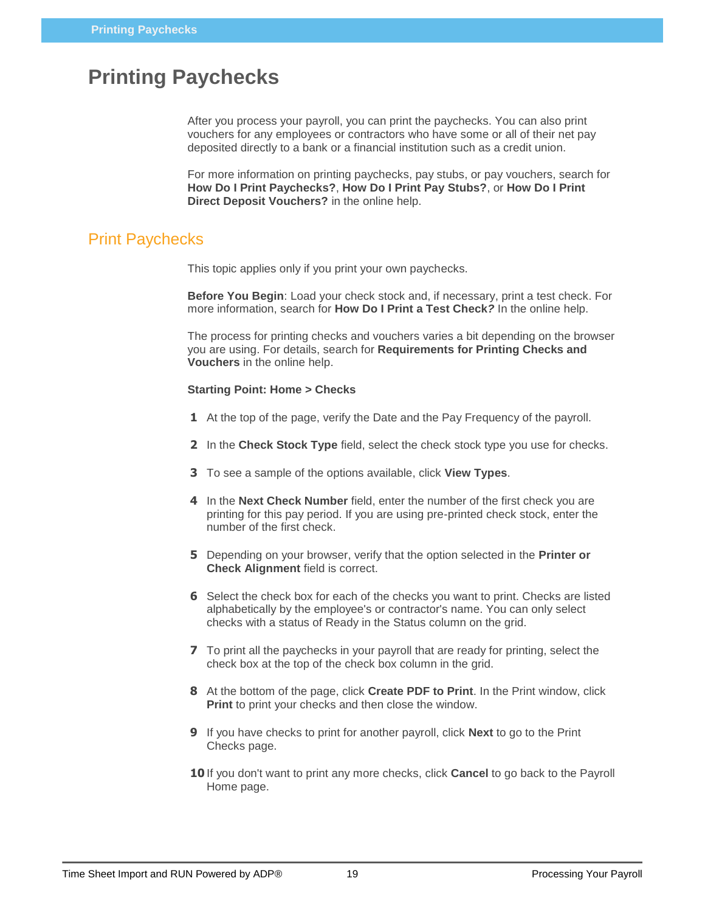# Printing Paychecks

After you process your payroll, you can print the paychecks. You can also print vouchers for any employees or contractors who have some or all of their net pay deposited directly to a bank or a financial institution such as a credit union.

For more information on printing paychecks, pay stubs, or pay vouchers, search for **How Do I Print Paychecks?**, **How Do I Print Pay Stubs?**, or **How Do I Print Direct Deposit Vouchers?** in the online help.

## Print Paychecks

This topic applies only if you print your own paychecks.

**Before You Begin**: Load your check stock and, if necessary, print a test check. For more information, search for **How Do I Print a Test Check?** In the online help.

The process for printing checks and vouchers varies a bit depending on the browser you are using. For details, search for **Requirements for Printing Checks and Vouchers** in the online help.

**Starting Point: Home > Checks**

1. At the top of the page, verify the Date and the Pay Frequency of the payroll.
2. In the **Check Stock Type** field, select the check stock type you use for checks.
3. To see a sample of the options available, click **View Types**.
4. In the **Next Check Number** field, enter the number of the first check you are printing for this pay period. If you are using pre-printed check stock, enter the number of the first check.
5. Depending on your browser, verify that the option selected in the **Printer or Check Alignment** field is correct.
6. Select the check box for each of the checks you want to print. Checks are listed alphabetically by the employee's or contractor's name. You can only select checks with a status of Ready in the Status column on the grid.
7. To print all the paychecks in your payroll that are ready for printing, select the check box at the top of the check box column in the grid.
8. At the bottom of the page, click **Create PDF to Print**. In the Print window, click **Print** to print your checks and then close the window.
9. If you have checks to print for another payroll, click **Next** to go to the Print Checks page.
10. If you don't want to print any more checks, click **Cancel** to go back to the Payroll Home page.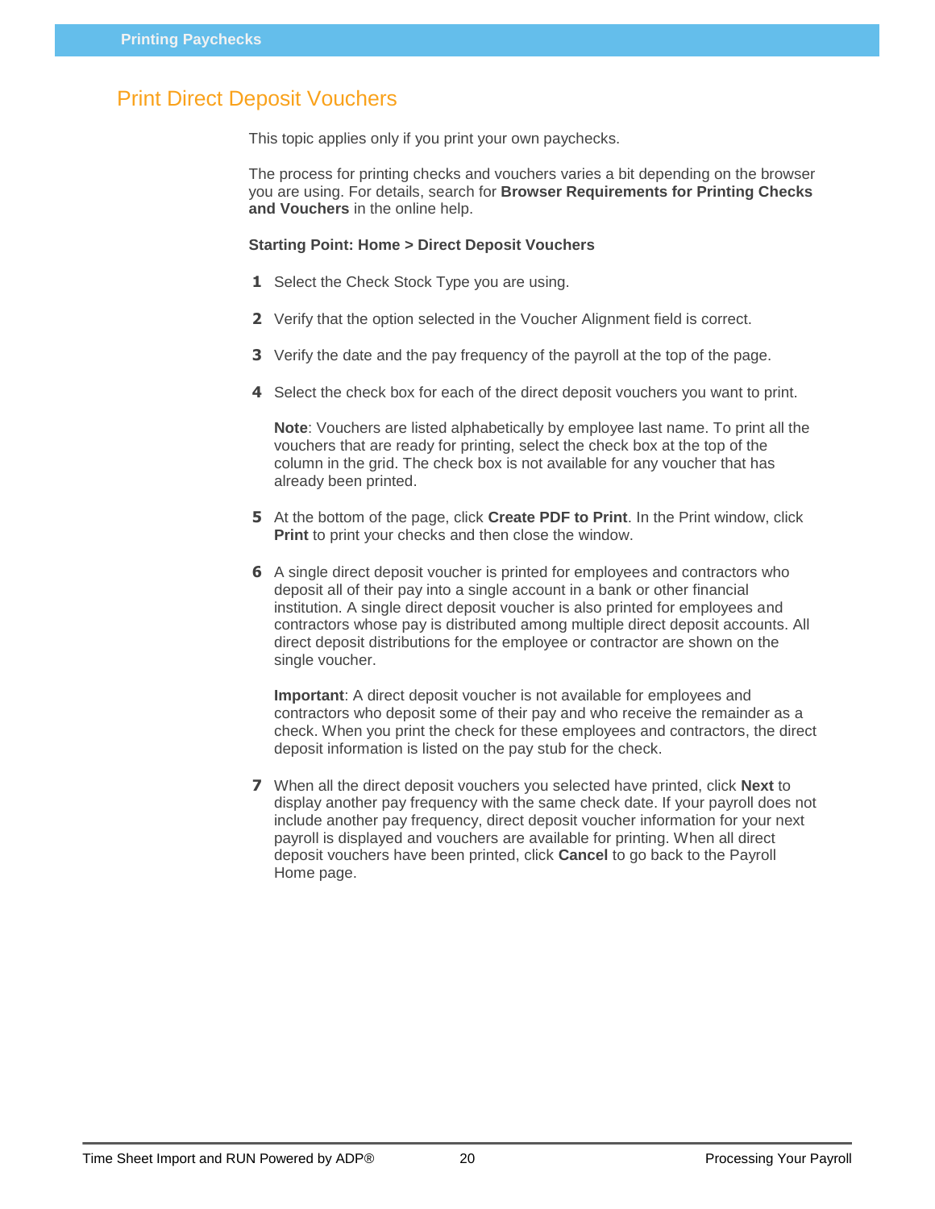## Print Direct Deposit Vouchers

This topic applies only if you print your own paychecks.

The process for printing checks and vouchers varies a bit depending on the browser you are using. For details, search for **Browser Requirements for Printing Checks and Vouchers** in the online help.

**Starting Point: Home > Direct Deposit Vouchers**

1. Select the Check Stock Type you are using.

2. Verify that the option selected in the Voucher Alignment field is correct.

3. Verify the date and the pay frequency of the payroll at the top of the page.

4. Select the check box for each of the direct deposit vouchers you want to print.

   **Note**: Vouchers are listed alphabetically by employee last name. To print all the vouchers that are ready for printing, select the check box at the top of the column in the grid. The check box is not available for any voucher that has already been printed.

5. At the bottom of the page, click **Create PDF to Print**. In the Print window, click **Print** to print your checks and then close the window.

6. A single direct deposit voucher is printed for employees and contractors who deposit all of their pay into a single account in a bank or other financial institution. A single direct deposit voucher is also printed for employees and contractors whose pay is distributed among multiple direct deposit accounts. All direct deposit distributions for the employee or contractor are shown on the single voucher.

   **Important**: A direct deposit voucher is not available for employees and contractors who deposit some of their pay and who receive the remainder as a check. When you print the check for these employees and contractors, the direct deposit information is listed on the pay stub for the check.

7. When all the direct deposit vouchers you selected have printed, click **Next** to display another pay frequency with the same check date. If your payroll does not include another pay frequency, direct deposit voucher information for your next payroll is displayed and vouchers are available for printing. When all direct deposit vouchers have been printed, click **Cancel** to go back to the Payroll Home page.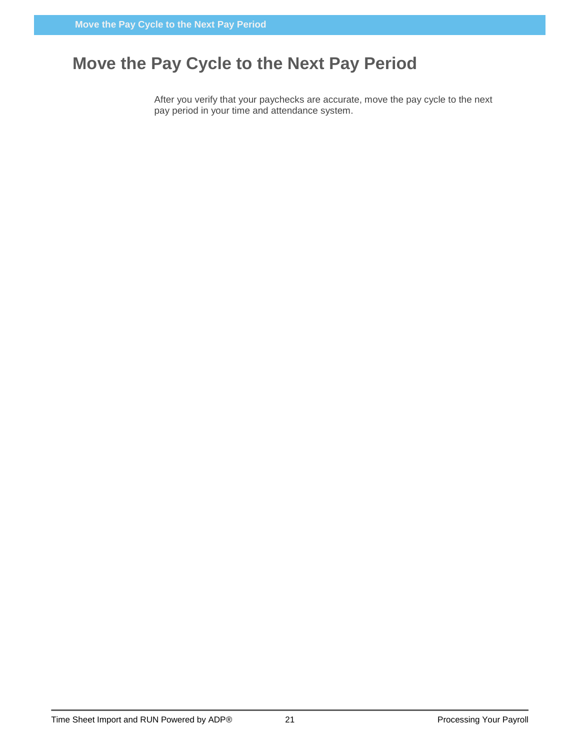# Move the Pay Cycle to the Next Pay Period

After you verify that your paychecks are accurate, move the pay cycle to the next pay period in your time and attendance system.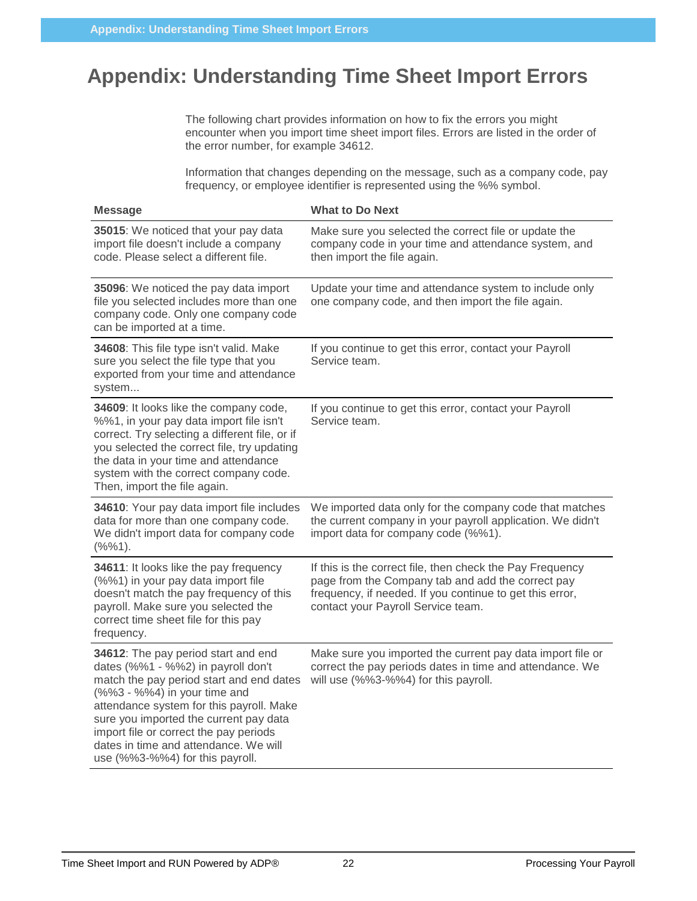# Appendix: Understanding Time Sheet Import Errors

The following chart provides information on how to fix the errors you might encounter when you import time sheet import files. Errors are listed in the order of the error number, for example 34612.

Information that changes depending on the message, such as a company code, pay frequency, or employee identifier is represented using the %% symbol.

| Message | What to Do Next |
| --- | --- |
| **35015**: We noticed that your pay data import file doesn't include a company code. Please select a different file. | Make sure you selected the correct file or update the company code in your time and attendance system, and then import the file again. |
| **35096**: We noticed the pay data import file you selected includes more than one company code. Only one company code can be imported at a time. | Update your time and attendance system to include only one company code, and then import the file again. |
| **34608**: This file type isn't valid. Make sure you select the file type that you exported from your time and attendance system... | If you continue to get this error, contact your Payroll Service team. |
| **34609**: It looks like the company code, %%1, in your pay data import file isn't correct. Try selecting a different file, or if you selected the correct file, try updating the data in your time and attendance system with the correct company code. Then, import the file again. | If you continue to get this error, contact your Payroll Service team. |
| **34610**: Your pay data import file includes data for more than one company code. We didn't import data for company code (%%1). | We imported data only for the company code that matches the current company in your payroll application. We didn't import data for company code (%%1). |
| **34611**: It looks like the pay frequency (%%1) in your pay data import file doesn't match the pay frequency of this payroll. Make sure you selected the correct time sheet file for this pay frequency. | If this is the correct file, then check the Pay Frequency page from the Company tab and add the correct pay frequency, if needed. If you continue to get this error, contact your Payroll Service team. |
| **34612**: The pay period start and end dates (%%1 - %%2) in payroll don't match the pay period start and end dates (%%3 - %%4) in your time and attendance system for this payroll. Make sure you imported the current pay data import file or correct the pay periods dates in time and attendance. We will use (%%3-%%4) for this payroll. | Make sure you imported the current pay data import file or correct the pay periods dates in time and attendance. We will use (%%3-%%4) for this payroll. |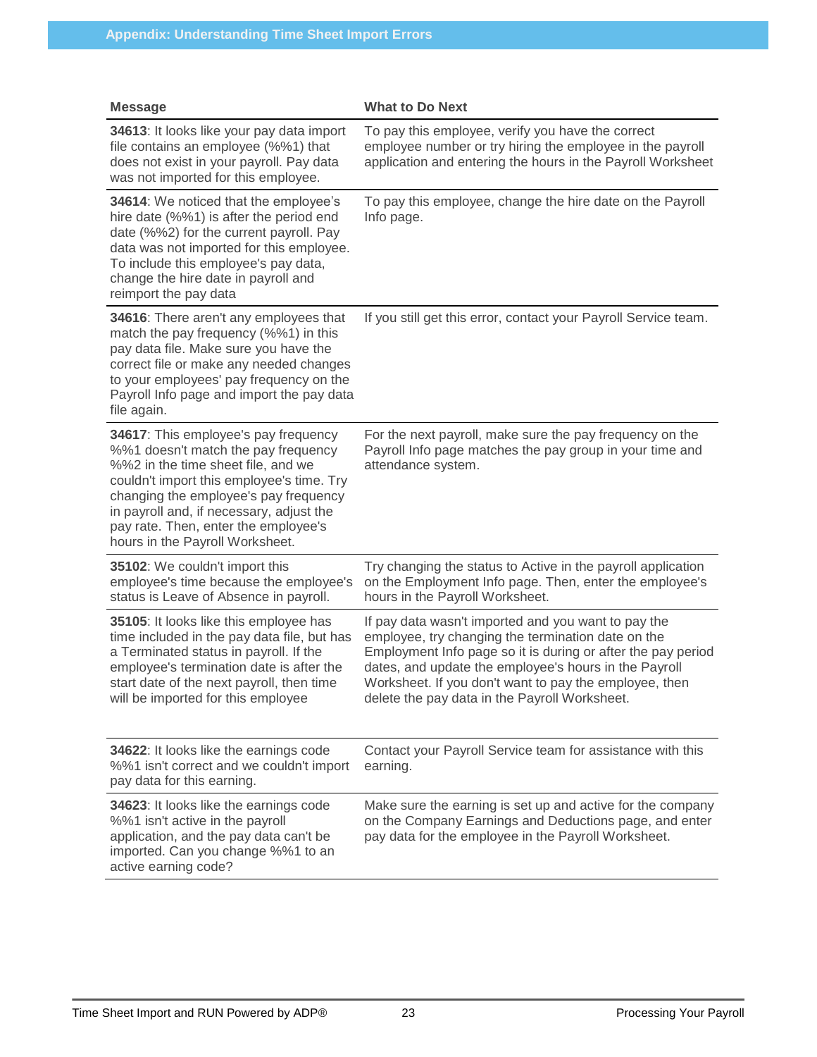| Message | What to Do Next |
|---|---|
| **34613**: It looks like your pay data import file contains an employee (%%1) that does not exist in your payroll. Pay data was not imported for this employee. | To pay this employee, verify you have the correct employee number or try hiring the employee in the payroll application and entering the hours in the Payroll Worksheet |
| **34614**: We noticed that the employee's hire date (%%1) is after the period end date (%%2) for the current payroll. Pay data was not imported for this employee. To include this employee's pay data, change the hire date in payroll and reimport the pay data | To pay this employee, change the hire date on the Payroll Info page. |
| **34616**: There aren't any employees that match the pay frequency (%%1) in this pay data file. Make sure you have the correct file or make any needed changes to your employees' pay frequency on the Payroll Info page and import the pay data file again. | If you still get this error, contact your Payroll Service team. |
| **34617**: This employee's pay frequency %%1 doesn't match the pay frequency %%2 in the time sheet file, and we couldn't import this employee's time. Try changing the employee's pay frequency in payroll and, if necessary, adjust the pay rate. Then, enter the employee's hours in the Payroll Worksheet. | For the next payroll, make sure the pay frequency on the Payroll Info page matches the pay group in your time and attendance system. |
| **35102**: We couldn't import this employee's time because the employee's status is Leave of Absence in payroll. | Try changing the status to Active in the payroll application on the Employment Info page. Then, enter the employee's hours in the Payroll Worksheet. |
| **35105**: It looks like this employee has time included in the pay data file, but has a Terminated status in payroll. If the employee's termination date is after the start date of the next payroll, then time will be imported for this employee | If pay data wasn't imported and you want to pay the employee, try changing the termination date on the Employment Info page so it is during or after the pay period dates, and update the employee's hours in the Payroll Worksheet. If you don't want to pay the employee, then delete the pay data in the Payroll Worksheet. |
| **34622**: It looks like the earnings code %%1 isn't correct and we couldn't import pay data for this earning. | Contact your Payroll Service team for assistance with this earning. |
| **34623**: It looks like the earnings code %%1 isn't active in the payroll application, and the pay data can't be imported. Can you change %%1 to an active earning code? | Make sure the earning is set up and active for the company on the Company Earnings and Deductions page, and enter pay data for the employee in the Payroll Worksheet. |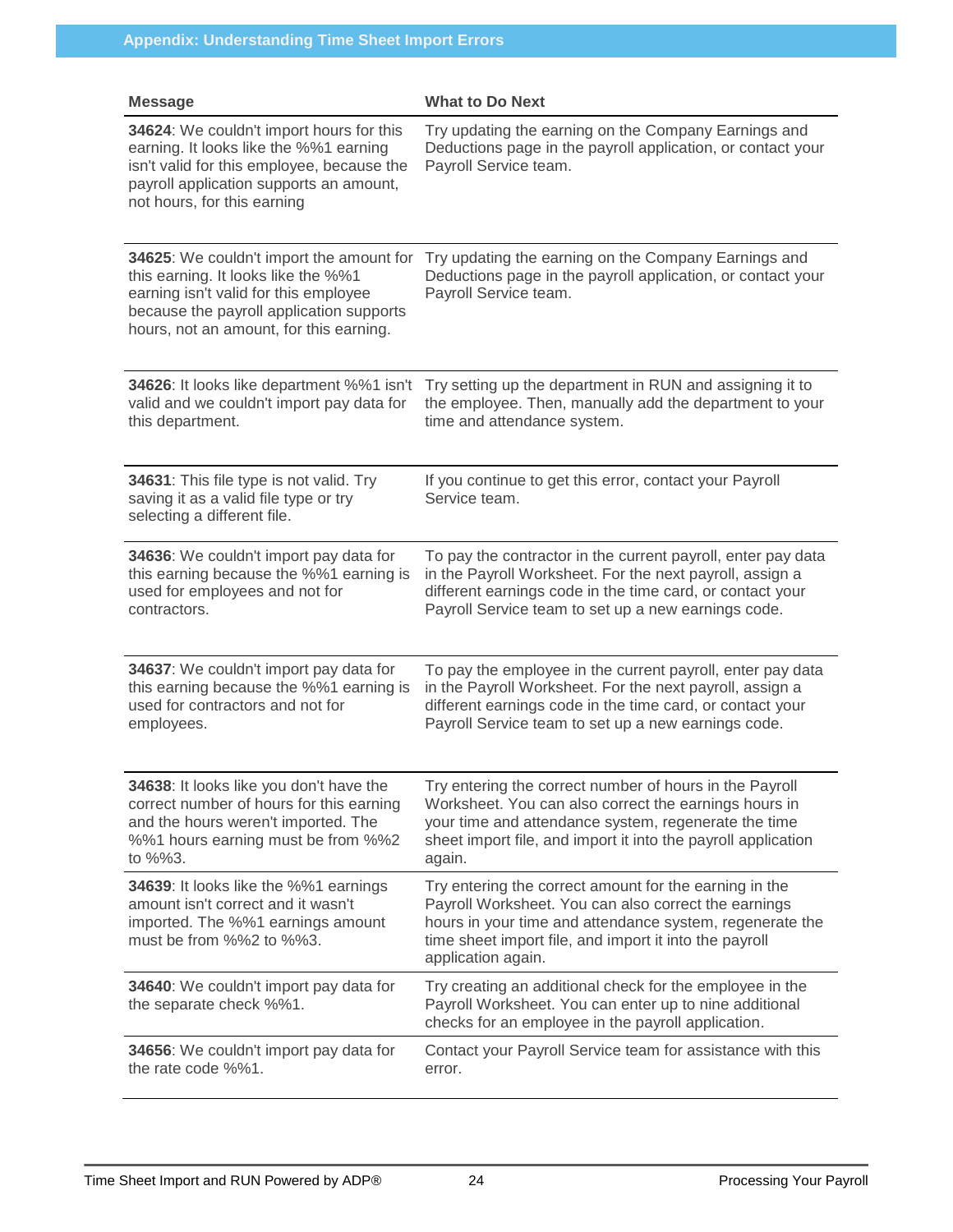| Message | What to Do Next |
| --- | --- |
| **34624**: We couldn't import hours for this earning. It looks like the %%1 earning isn't valid for this employee, because the payroll application supports an amount, not hours, for this earning | Try updating the earning on the Company Earnings and Deductions page in the payroll application, or contact your Payroll Service team. |
| **34625**: We couldn't import the amount for this earning. It looks like the %%1 earning isn't valid for this employee because the payroll application supports hours, not an amount, for this earning. | Try updating the earning on the Company Earnings and Deductions page in the payroll application, or contact your Payroll Service team. |
| **34626**: It looks like department %%1 isn't valid and we couldn't import pay data for this department. | Try setting up the department in RUN and assigning it to the employee. Then, manually add the department to your time and attendance system. |
| **34631**: This file type is not valid. Try saving it as a valid file type or try selecting a different file. | If you continue to get this error, contact your Payroll Service team. |
| **34636**: We couldn't import pay data for this earning because the %%1 earning is used for employees and not for contractors. | To pay the contractor in the current payroll, enter pay data in the Payroll Worksheet. For the next payroll, assign a different earnings code in the time card, or contact your Payroll Service team to set up a new earnings code. |
| **34637**: We couldn't import pay data for this earning because the %%1 earning is used for contractors and not for employees. | To pay the employee in the current payroll, enter pay data in the Payroll Worksheet. For the next payroll, assign a different earnings code in the time card, or contact your Payroll Service team to set up a new earnings code. |
| **34638**: It looks like you don't have the correct number of hours for this earning and the hours weren't imported. The %%1 hours earning must be from %%2 to %%3. | Try entering the correct number of hours in the Payroll Worksheet. You can also correct the earnings hours in your time and attendance system, regenerate the time sheet import file, and import it into the payroll application again. |
| **34639**: It looks like the %%1 earnings amount isn't correct and it wasn't imported. The %%1 earnings amount must be from %%2 to %%3. | Try entering the correct amount for the earning in the Payroll Worksheet. You can also correct the earnings hours in your time and attendance system, regenerate the time sheet import file, and import it into the payroll application again. |
| **34640**: We couldn't import pay data for the separate check %%1. | Try creating an additional check for the employee in the Payroll Worksheet. You can enter up to nine additional checks for an employee in the payroll application. |
| **34656**: We couldn't import pay data for the rate code %%1. | Contact your Payroll Service team for assistance with this error. |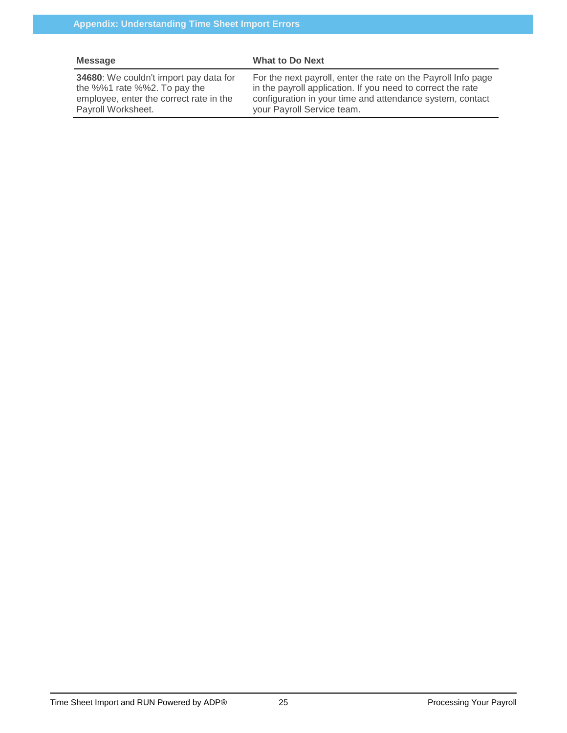| Message | What to Do Next |
| --- | --- |
| **34680**: We couldn't import pay data for the %%1 rate %%2. To pay the employee, enter the correct rate in the Payroll Worksheet. | For the next payroll, enter the rate on the Payroll Info page in the payroll application. If you need to correct the rate configuration in your time and attendance system, contact your Payroll Service team. |